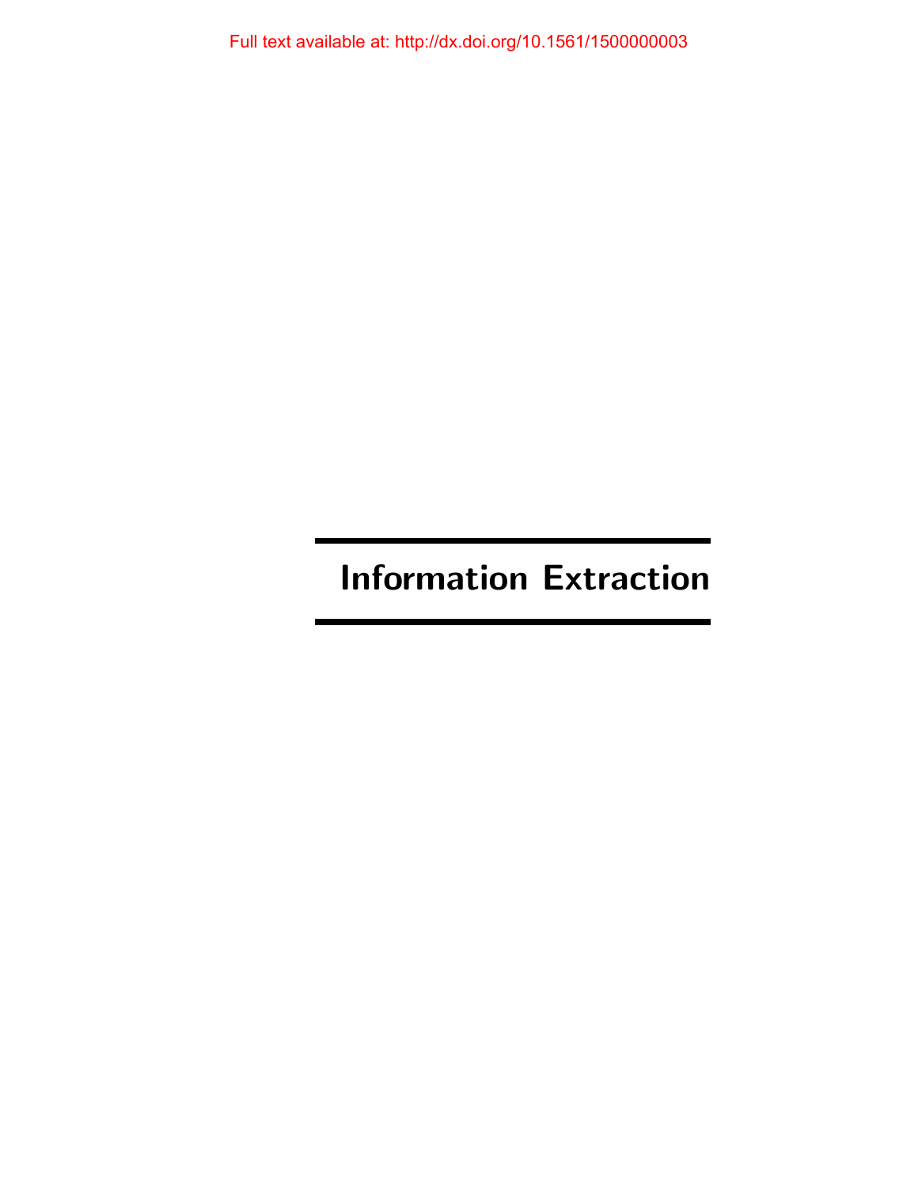# Information Extraction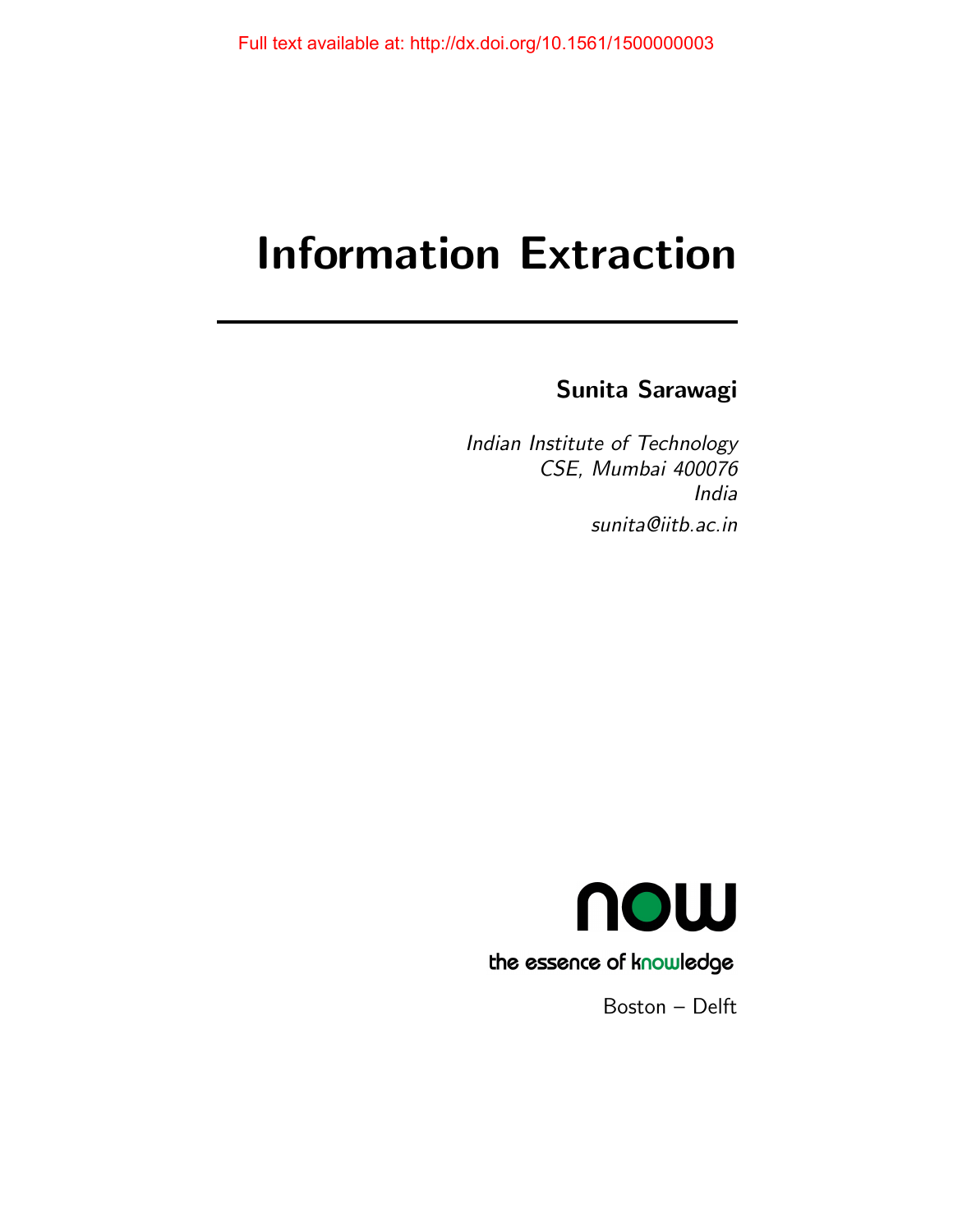Full text available at: http://dx.doi.org/10.1561/1500000003

# Information Extraction

**Sunita Sarawagi**

*Indian Institute of Technology*
*CSE, Mumbai 400076*
*India*
*sunita@iitb.ac.in*

now
the essence of knowledge

Boston – Delft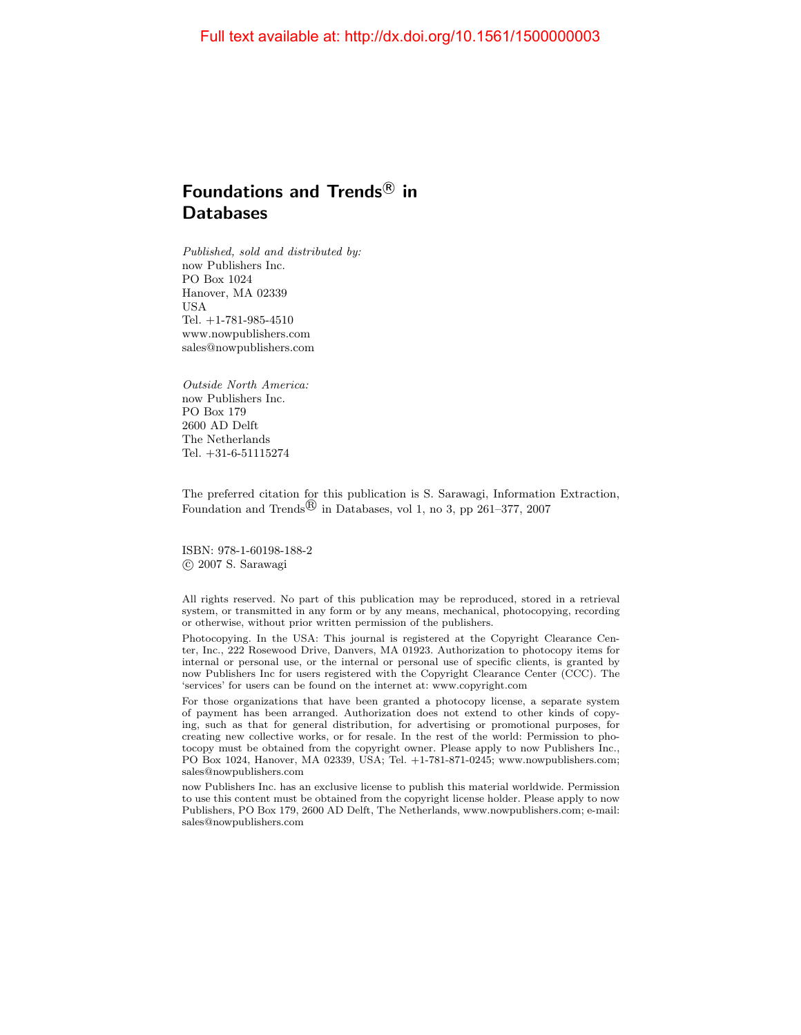Full text available at: http://dx.doi.org/10.1561/1500000003

# Foundations and Trends® in Databases

*Published, sold and distributed by:*
now Publishers Inc.
PO Box 1024
Hanover, MA 02339
USA
Tel. +1-781-985-4510
www.nowpublishers.com
sales@nowpublishers.com

*Outside North America:*
now Publishers Inc.
PO Box 179
2600 AD Delft
The Netherlands
Tel. +31-6-51115274

The preferred citation for this publication is S. Sarawagi, Information Extraction, Foundation and Trends® in Databases, vol 1, no 3, pp 261–377, 2007

ISBN: 978-1-60198-188-2
© 2007 S. Sarawagi

All rights reserved. No part of this publication may be reproduced, stored in a retrieval system, or transmitted in any form or by any means, mechanical, photocopying, recording or otherwise, without prior written permission of the publishers.

Photocopying. In the USA: This journal is registered at the Copyright Clearance Center, Inc., 222 Rosewood Drive, Danvers, MA 01923. Authorization to photocopy items for internal or personal use, or the internal or personal use of specific clients, is granted by now Publishers Inc for users registered with the Copyright Clearance Center (CCC). The 'services' for users can be found on the internet at: www.copyright.com

For those organizations that have been granted a photocopy license, a separate system of payment has been arranged. Authorization does not extend to other kinds of copying, such as that for general distribution, for advertising or promotional purposes, for creating new collective works, or for resale. In the rest of the world: Permission to photocopy must be obtained from the copyright owner. Please apply to now Publishers Inc., PO Box 1024, Hanover, MA 02339, USA; Tel. +1-781-871-0245; www.nowpublishers.com; sales@nowpublishers.com

now Publishers Inc. has an exclusive license to publish this material worldwide. Permission to use this content must be obtained from the copyright license holder. Please apply to now Publishers, PO Box 179, 2600 AD Delft, The Netherlands, www.nowpublishers.com; e-mail: sales@nowpublishers.com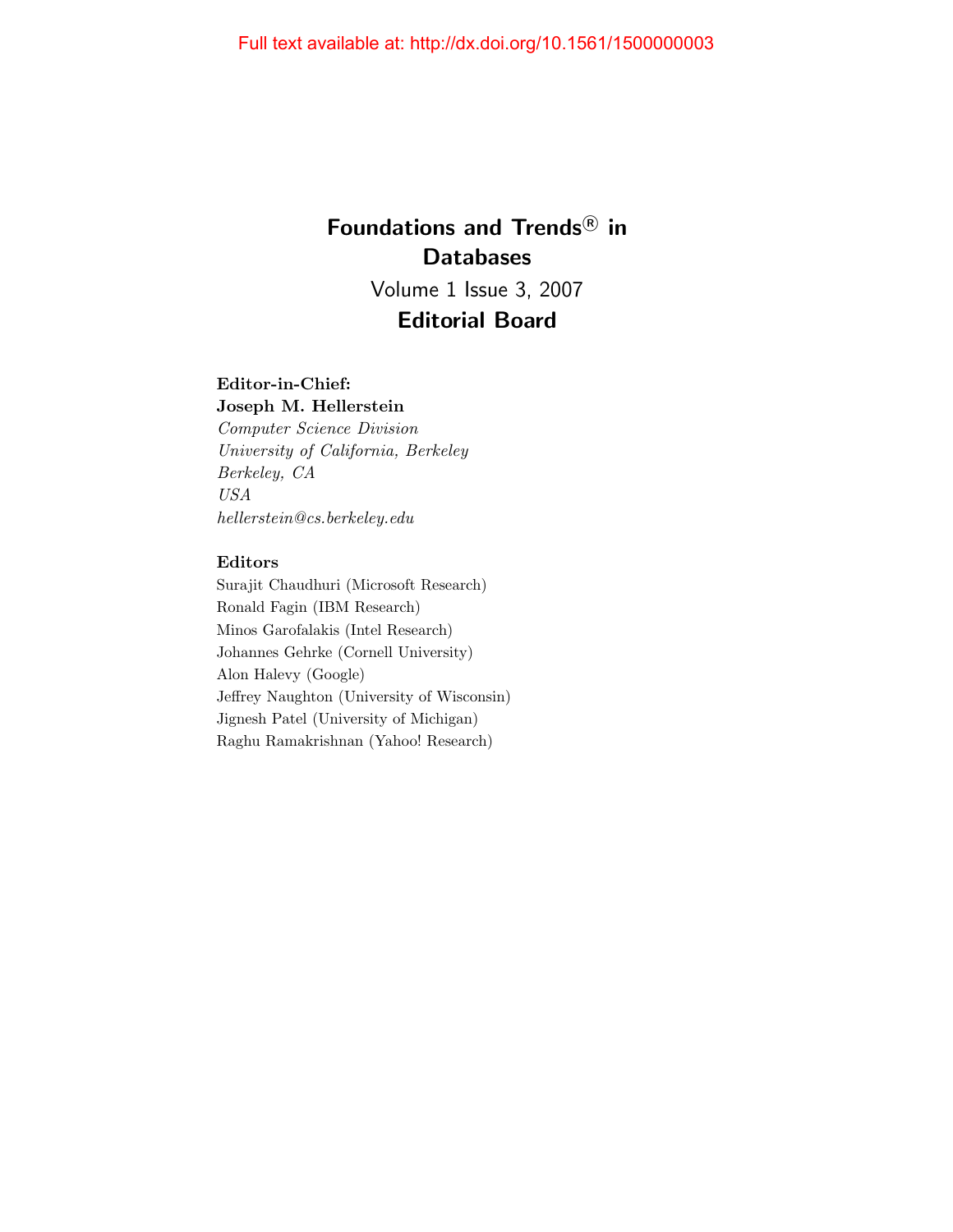# Foundations and Trends® in Databases

Volume 1 Issue 3, 2007

## Editorial Board

**Editor-in-Chief:**
**Joseph M. Hellerstein**
*Computer Science Division*
*University of California, Berkeley*
*Berkeley, CA*
*USA*
*hellerstein@cs.berkeley.edu*

**Editors**

Surajit Chaudhuri (Microsoft Research)
Ronald Fagin (IBM Research)
Minos Garofalakis (Intel Research)
Johannes Gehrke (Cornell University)
Alon Halevy (Google)
Jeffrey Naughton (University of Wisconsin)
Jignesh Patel (University of Michigan)
Raghu Ramakrishnan (Yahoo! Research)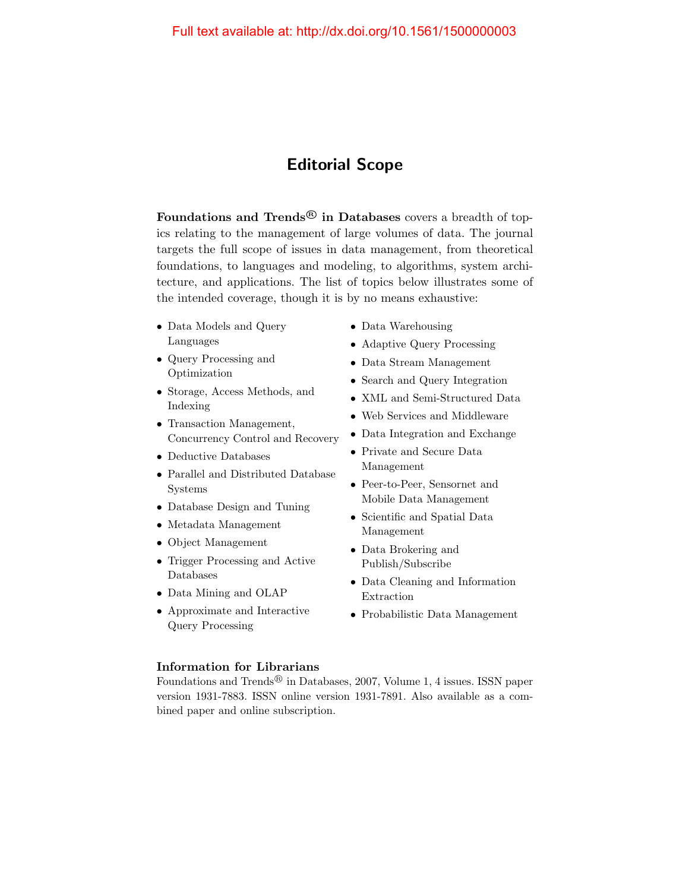Full text available at: http://dx.doi.org/10.1561/1500000003

# Editorial Scope

**Foundations and Trends® in Databases** covers a breadth of topics relating to the management of large volumes of data. The journal targets the full scope of issues in data management, from theoretical foundations, to languages and modeling, to algorithms, system architecture, and applications. The list of topics below illustrates some of the intended coverage, though it is by no means exhaustive:

- Data Models and Query Languages
- Query Processing and Optimization
- Storage, Access Methods, and Indexing
- Transaction Management, Concurrency Control and Recovery
- Deductive Databases
- Parallel and Distributed Database Systems
- Database Design and Tuning
- Metadata Management
- Object Management
- Trigger Processing and Active Databases
- Data Mining and OLAP
- Approximate and Interactive Query Processing
- Data Warehousing
- Adaptive Query Processing
- Data Stream Management
- Search and Query Integration
- XML and Semi-Structured Data
- Web Services and Middleware
- Data Integration and Exchange
- Private and Secure Data Management
- Peer-to-Peer, Sensornet and Mobile Data Management
- Scientific and Spatial Data Management
- Data Brokering and Publish/Subscribe
- Data Cleaning and Information Extraction
- Probabilistic Data Management

### Information for Librarians

Foundations and Trends® in Databases, 2007, Volume 1, 4 issues. ISSN paper version 1931-7883. ISSN online version 1931-7891. Also available as a combined paper and online subscription.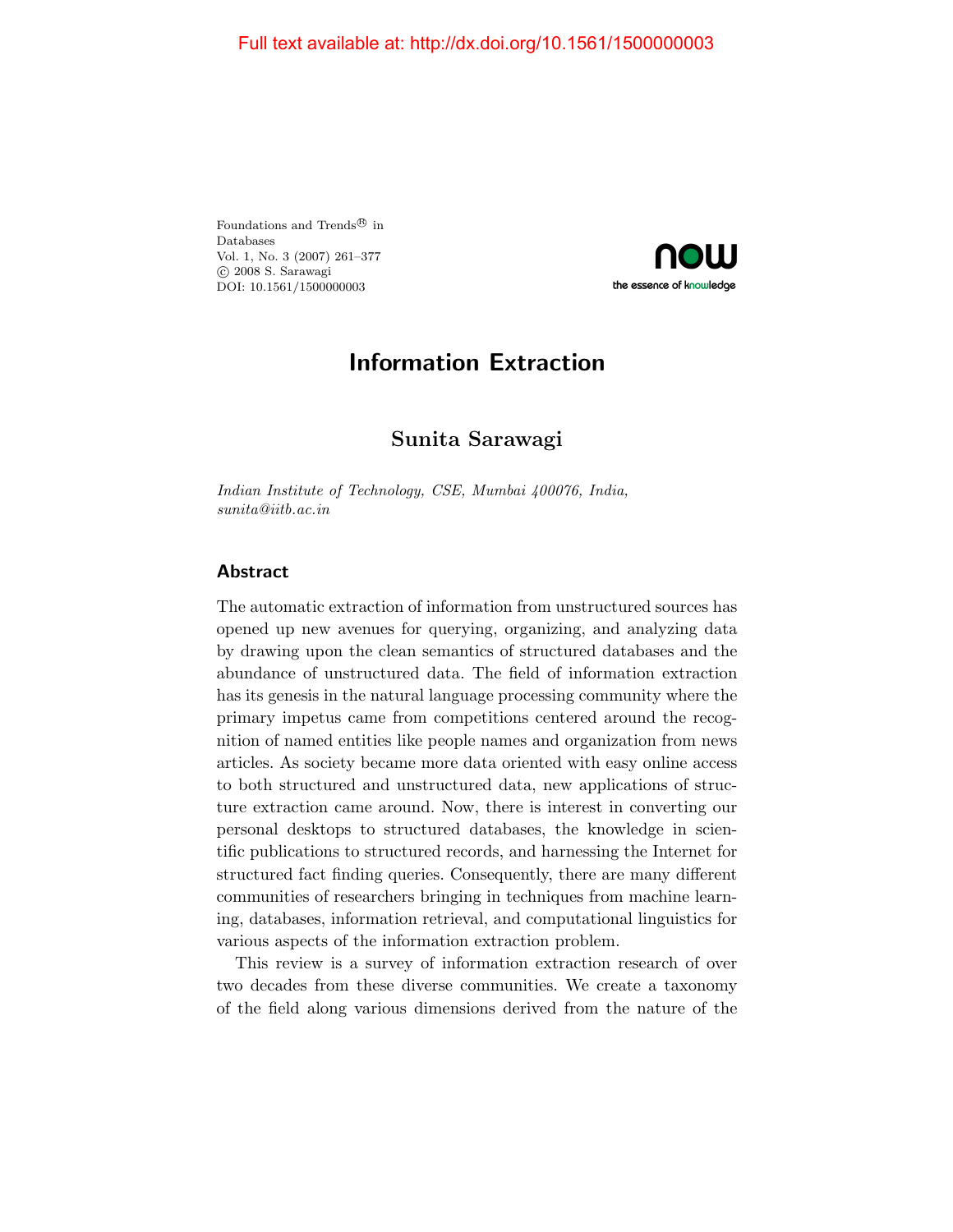Full text available at: http://dx.doi.org/10.1561/1500000003

Foundations and Trends® in
Databases
Vol. 1, No. 3 (2007) 261–377
© 2008 S. Sarawagi
DOI: 10.1561/1500000003

# Information Extraction

**Sunita Sarawagi**

*Indian Institute of Technology, CSE, Mumbai 400076, India, sunita@iitb.ac.in*

## Abstract

The automatic extraction of information from unstructured sources has opened up new avenues for querying, organizing, and analyzing data by drawing upon the clean semantics of structured databases and the abundance of unstructured data. The field of information extraction has its genesis in the natural language processing community where the primary impetus came from competitions centered around the recognition of named entities like people names and organization from news articles. As society became more data oriented with easy online access to both structured and unstructured data, new applications of structure extraction came around. Now, there is interest in converting our personal desktops to structured databases, the knowledge in scientific publications to structured records, and harnessing the Internet for structured fact finding queries. Consequently, there are many different communities of researchers bringing in techniques from machine learning, databases, information retrieval, and computational linguistics for various aspects of the information extraction problem.

This review is a survey of information extraction research of over two decades from these diverse communities. We create a taxonomy of the field along various dimensions derived from the nature of the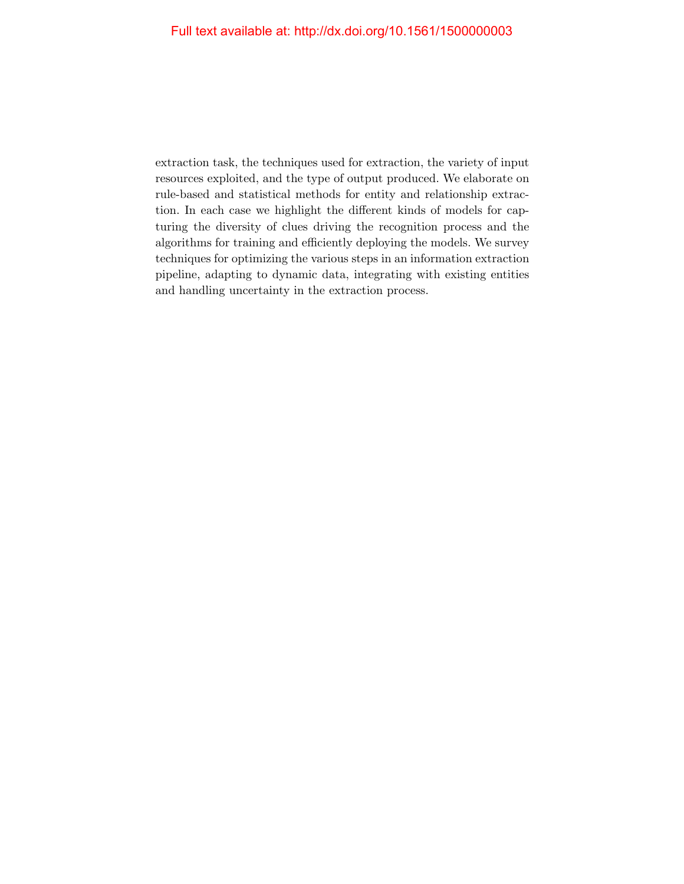extraction task, the techniques used for extraction, the variety of input resources exploited, and the type of output produced. We elaborate on rule-based and statistical methods for entity and relationship extraction. In each case we highlight the different kinds of models for capturing the diversity of clues driving the recognition process and the algorithms for training and efficiently deploying the models. We survey techniques for optimizing the various steps in an information extraction pipeline, adapting to dynamic data, integrating with existing entities and handling uncertainty in the extraction process.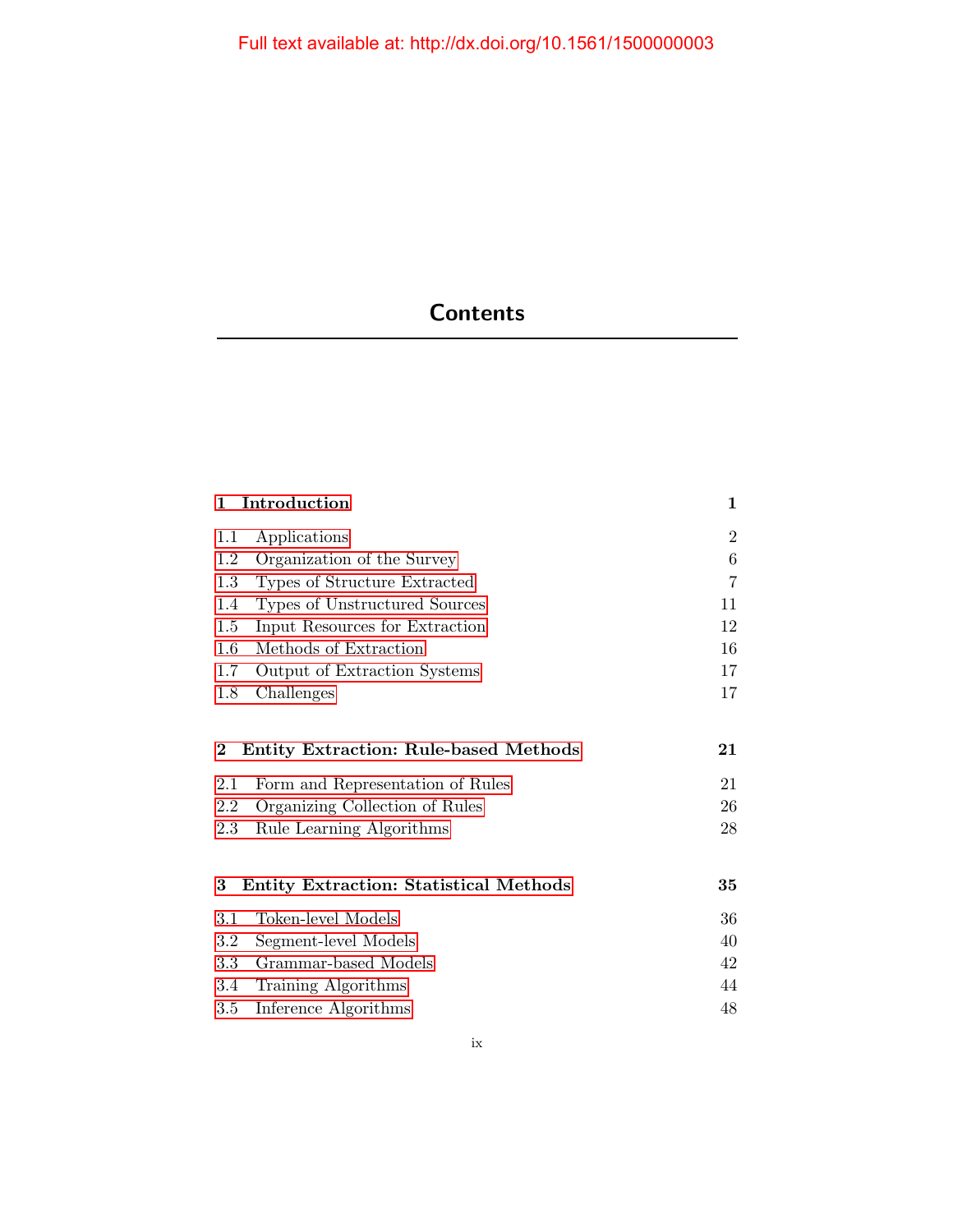# Contents

| | |
|---|---|
| **1 Introduction** | **1** |
| 1.1 Applications | 2 |
| 1.2 Organization of the Survey | 6 |
| 1.3 Types of Structure Extracted | 7 |
| 1.4 Types of Unstructured Sources | 11 |
| 1.5 Input Resources for Extraction | 12 |
| 1.6 Methods of Extraction | 16 |
| 1.7 Output of Extraction Systems | 17 |
| 1.8 Challenges | 17 |
| **2 Entity Extraction: Rule-based Methods** | **21** |
| 2.1 Form and Representation of Rules | 21 |
| 2.2 Organizing Collection of Rules | 26 |
| 2.3 Rule Learning Algorithms | 28 |
| **3 Entity Extraction: Statistical Methods** | **35** |
| 3.1 Token-level Models | 36 |
| 3.2 Segment-level Models | 40 |
| 3.3 Grammar-based Models | 42 |
| 3.4 Training Algorithms | 44 |
| 3.5 Inference Algorithms | 48 |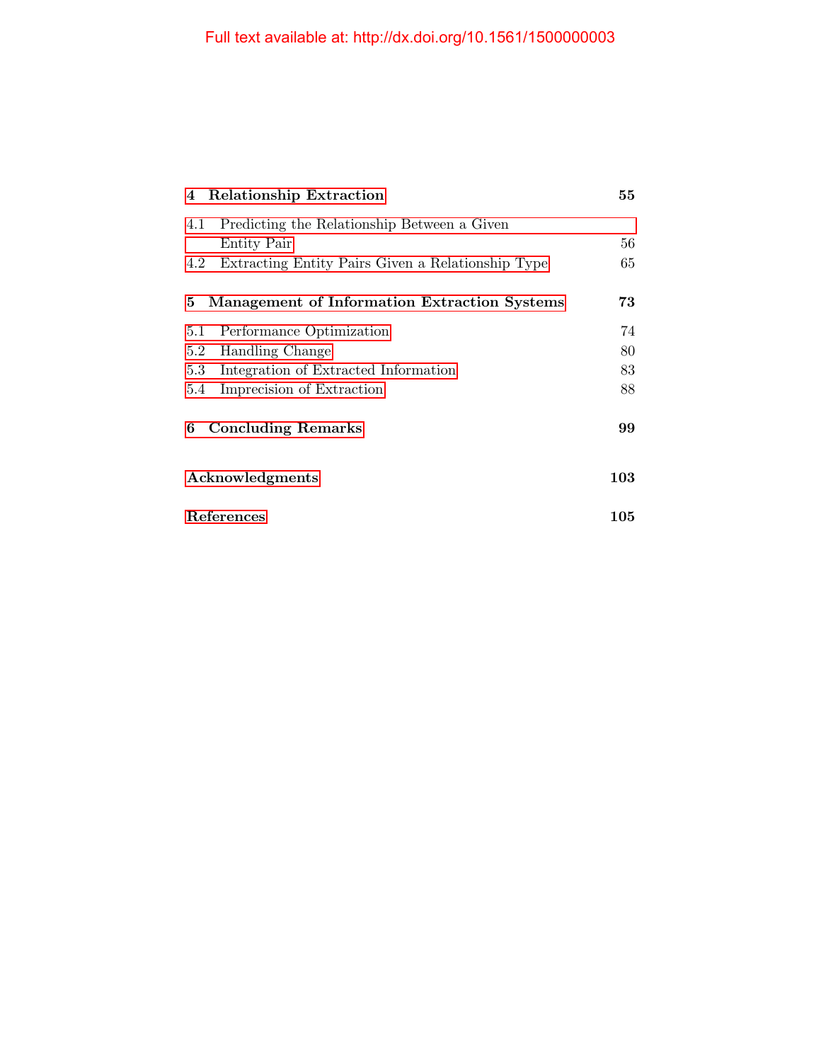**4 Relationship Extraction** **55**

4.1 Predicting the Relationship Between a Given Entity Pair 56

4.2 Extracting Entity Pairs Given a Relationship Type 65

**5 Management of Information Extraction Systems** **73**

5.1 Performance Optimization 74

5.2 Handling Change 80

5.3 Integration of Extracted Information 83

5.4 Imprecision of Extraction 88

**6 Concluding Remarks** **99**

**Acknowledgments** **103**

**References** **105**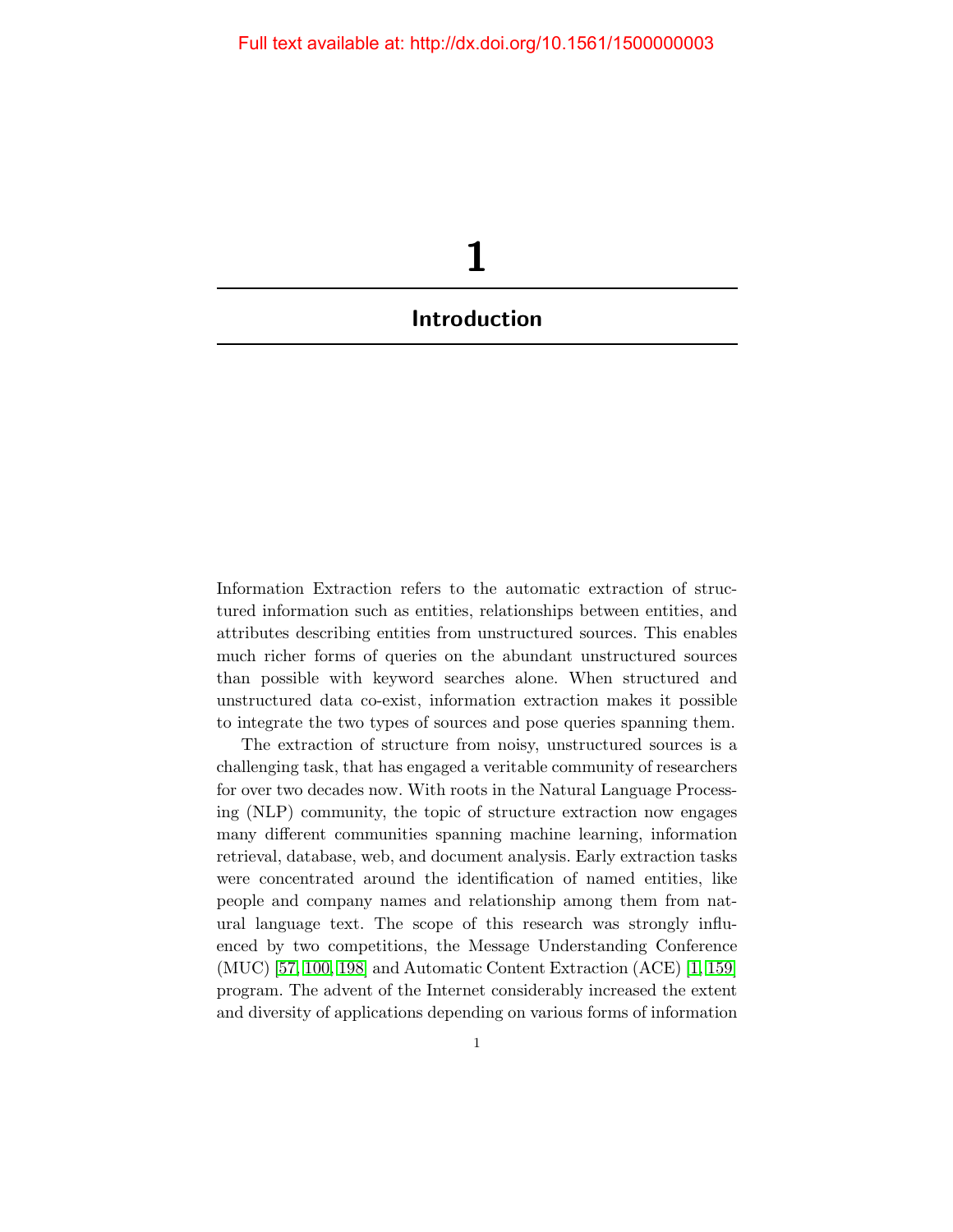# 1

## Introduction

Information Extraction refers to the automatic extraction of structured information such as entities, relationships between entities, and attributes describing entities from unstructured sources. This enables much richer forms of queries on the abundant unstructured sources than possible with keyword searches alone. When structured and unstructured data co-exist, information extraction makes it possible to integrate the two types of sources and pose queries spanning them.

The extraction of structure from noisy, unstructured sources is a challenging task, that has engaged a veritable community of researchers for over two decades now. With roots in the Natural Language Processing (NLP) community, the topic of structure extraction now engages many different communities spanning machine learning, information retrieval, database, web, and document analysis. Early extraction tasks were concentrated around the identification of named entities, like people and company names and relationship among them from natural language text. The scope of this research was strongly influenced by two competitions, the Message Understanding Conference (MUC) [57, 100, 198] and Automatic Content Extraction (ACE) [1, 159] program. The advent of the Internet considerably increased the extent and diversity of applications depending on various forms of information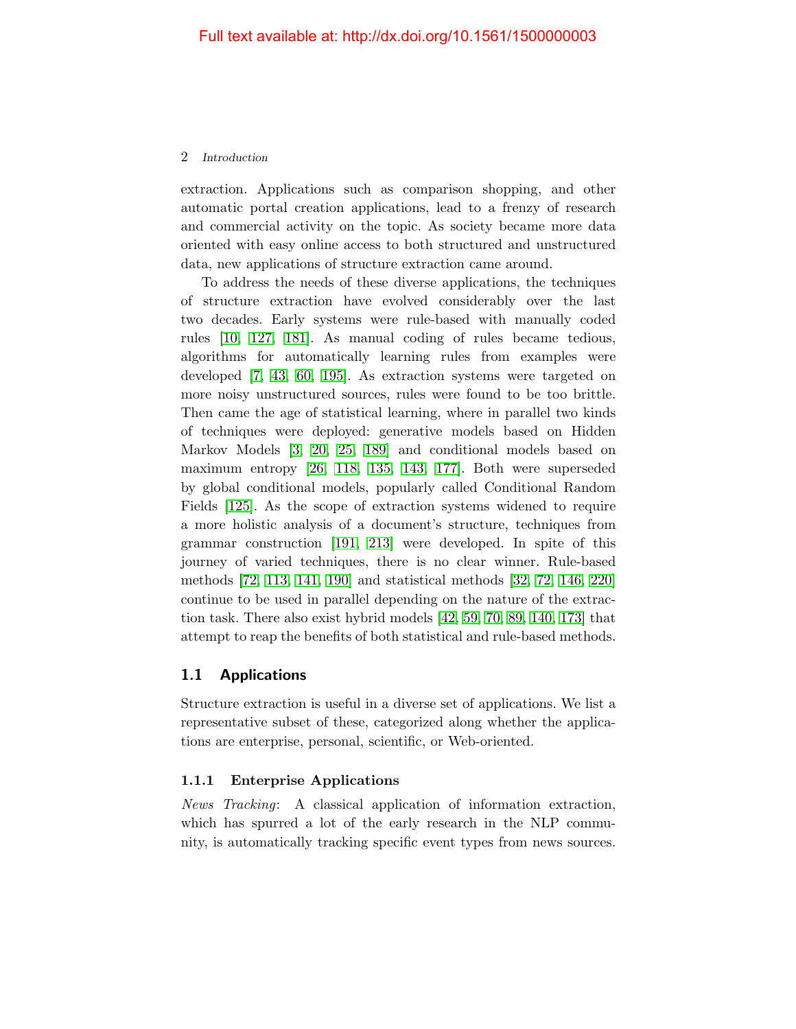extraction. Applications such as comparison shopping, and other automatic portal creation applications, lead to a frenzy of research and commercial activity on the topic. As society became more data oriented with easy online access to both structured and unstructured data, new applications of structure extraction came around.

To address the needs of these diverse applications, the techniques of structure extraction have evolved considerably over the last two decades. Early systems were rule-based with manually coded rules [10, 127, 181]. As manual coding of rules became tedious, algorithms for automatically learning rules from examples were developed [7, 43, 60, 195]. As extraction systems were targeted on more noisy unstructured sources, rules were found to be too brittle. Then came the age of statistical learning, where in parallel two kinds of techniques were deployed: generative models based on Hidden Markov Models [3, 20, 25, 189] and conditional models based on maximum entropy [26, 118, 135, 143, 177]. Both were superseded by global conditional models, popularly called Conditional Random Fields [125]. As the scope of extraction systems widened to require a more holistic analysis of a document's structure, techniques from grammar construction [191, 213] were developed. In spite of this journey of varied techniques, there is no clear winner. Rule-based methods [72, 113, 141, 190] and statistical methods [32, 72, 146, 220] continue to be used in parallel depending on the nature of the extraction task. There also exist hybrid models [42, 59, 70, 89, 140, 173] that attempt to reap the benefits of both statistical and rule-based methods.

## 1.1 Applications

Structure extraction is useful in a diverse set of applications. We list a representative subset of these, categorized along whether the applications are enterprise, personal, scientific, or Web-oriented.

### 1.1.1 Enterprise Applications

*News Tracking*: A classical application of information extraction, which has spurred a lot of the early research in the NLP community, is automatically tracking specific event types from news sources.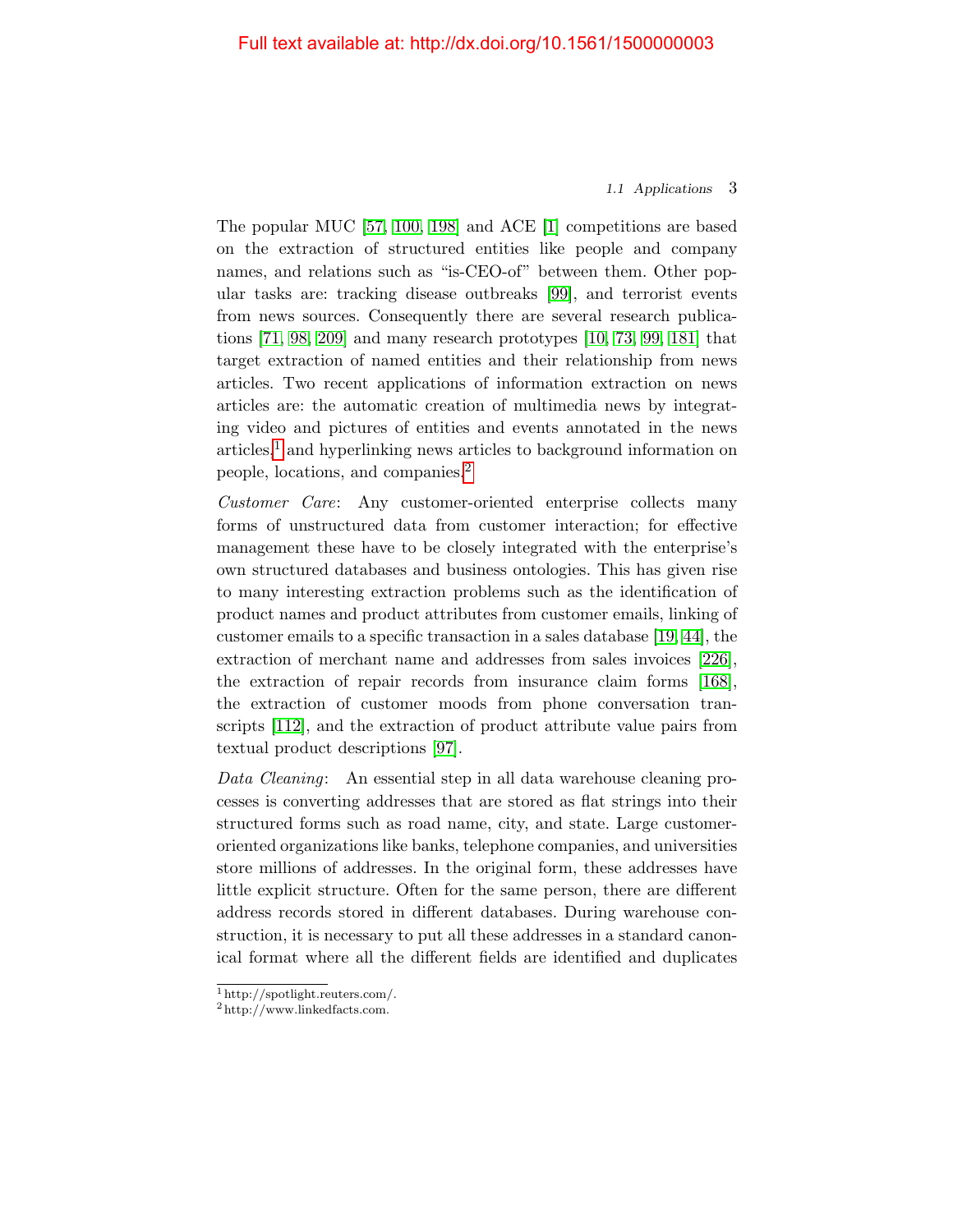The popular MUC [57, 100, 198] and ACE [1] competitions are based on the extraction of structured entities like people and company names, and relations such as "is-CEO-of" between them. Other popular tasks are: tracking disease outbreaks [99], and terrorist events from news sources. Consequently there are several research publications [71, 98, 209] and many research prototypes [10, 73, 99, 181] that target extraction of named entities and their relationship from news articles. Two recent applications of information extraction on news articles are: the automatic creation of multimedia news by integrating video and pictures of entities and events annotated in the news articles,[1] and hyperlinking news articles to background information on people, locations, and companies.[2]

*Customer Care*: Any customer-oriented enterprise collects many forms of unstructured data from customer interaction; for effective management these have to be closely integrated with the enterprise's own structured databases and business ontologies. This has given rise to many interesting extraction problems such as the identification of product names and product attributes from customer emails, linking of customer emails to a specific transaction in a sales database [19, 44], the extraction of merchant name and addresses from sales invoices [226], the extraction of repair records from insurance claim forms [168], the extraction of customer moods from phone conversation transcripts [112], and the extraction of product attribute value pairs from textual product descriptions [97].

*Data Cleaning*: An essential step in all data warehouse cleaning processes is converting addresses that are stored as flat strings into their structured forms such as road name, city, and state. Large customer-oriented organizations like banks, telephone companies, and universities store millions of addresses. In the original form, these addresses have little explicit structure. Often for the same person, there are different address records stored in different databases. During warehouse construction, it is necessary to put all these addresses in a standard canonical format where all the different fields are identified and duplicates

[1] http://spotlight.reuters.com/.

[2] http://www.linkedfacts.com.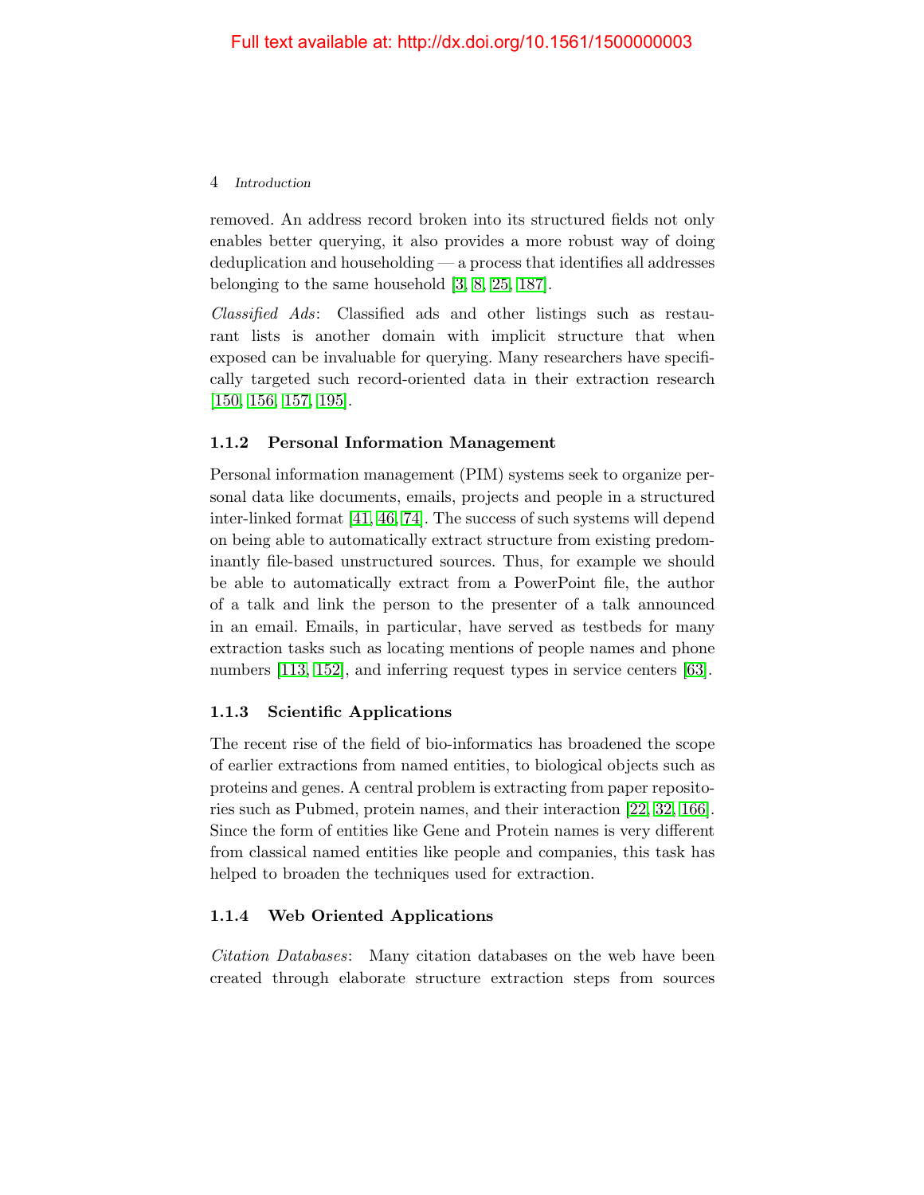removed. An address record broken into its structured fields not only enables better querying, it also provides a more robust way of doing deduplication and householding — a process that identifies all addresses belonging to the same household [3, 8, 25, 187].

*Classified Ads*: Classified ads and other listings such as restaurant lists is another domain with implicit structure that when exposed can be invaluable for querying. Many researchers have specifically targeted such record-oriented data in their extraction research [150, 156, 157, 195].

### 1.1.2 Personal Information Management

Personal information management (PIM) systems seek to organize personal data like documents, emails, projects and people in a structured inter-linked format [41, 46, 74]. The success of such systems will depend on being able to automatically extract structure from existing predominantly file-based unstructured sources. Thus, for example we should be able to automatically extract from a PowerPoint file, the author of a talk and link the person to the presenter of a talk announced in an email. Emails, in particular, have served as testbeds for many extraction tasks such as locating mentions of people names and phone numbers [113, 152], and inferring request types in service centers [63].

### 1.1.3 Scientific Applications

The recent rise of the field of bio-informatics has broadened the scope of earlier extractions from named entities, to biological objects such as proteins and genes. A central problem is extracting from paper repositories such as Pubmed, protein names, and their interaction [22, 32, 166]. Since the form of entities like Gene and Protein names is very different from classical named entities like people and companies, this task has helped to broaden the techniques used for extraction.

### 1.1.4 Web Oriented Applications

*Citation Databases*: Many citation databases on the web have been created through elaborate structure extraction steps from sources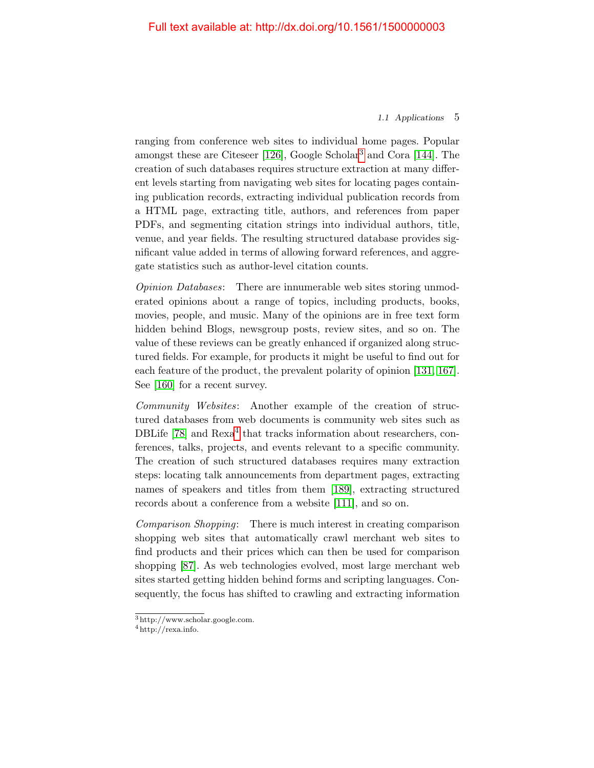ranging from conference web sites to individual home pages. Popular amongst these are Citeseer [126], Google Scholar[3] and Cora [144]. The creation of such databases requires structure extraction at many different levels starting from navigating web sites for locating pages containing publication records, extracting individual publication records from a HTML page, extracting title, authors, and references from paper PDFs, and segmenting citation strings into individual authors, title, venue, and year fields. The resulting structured database provides significant value added in terms of allowing forward references, and aggregate statistics such as author-level citation counts.

*Opinion Databases*: There are innumerable web sites storing unmoderated opinions about a range of topics, including products, books, movies, people, and music. Many of the opinions are in free text form hidden behind Blogs, newsgroup posts, review sites, and so on. The value of these reviews can be greatly enhanced if organized along structured fields. For example, for products it might be useful to find out for each feature of the product, the prevalent polarity of opinion [131, 167]. See [160] for a recent survey.

*Community Websites*: Another example of the creation of structured databases from web documents is community web sites such as DBLife [78] and Rexa[4] that tracks information about researchers, conferences, talks, projects, and events relevant to a specific community. The creation of such structured databases requires many extraction steps: locating talk announcements from department pages, extracting names of speakers and titles from them [189], extracting structured records about a conference from a website [111], and so on.

*Comparison Shopping*: There is much interest in creating comparison shopping web sites that automatically crawl merchant web sites to find products and their prices which can then be used for comparison shopping [87]. As web technologies evolved, most large merchant web sites started getting hidden behind forms and scripting languages. Consequently, the focus has shifted to crawling and extracting information

[3] http://www.scholar.google.com.

[4] http://rexa.info.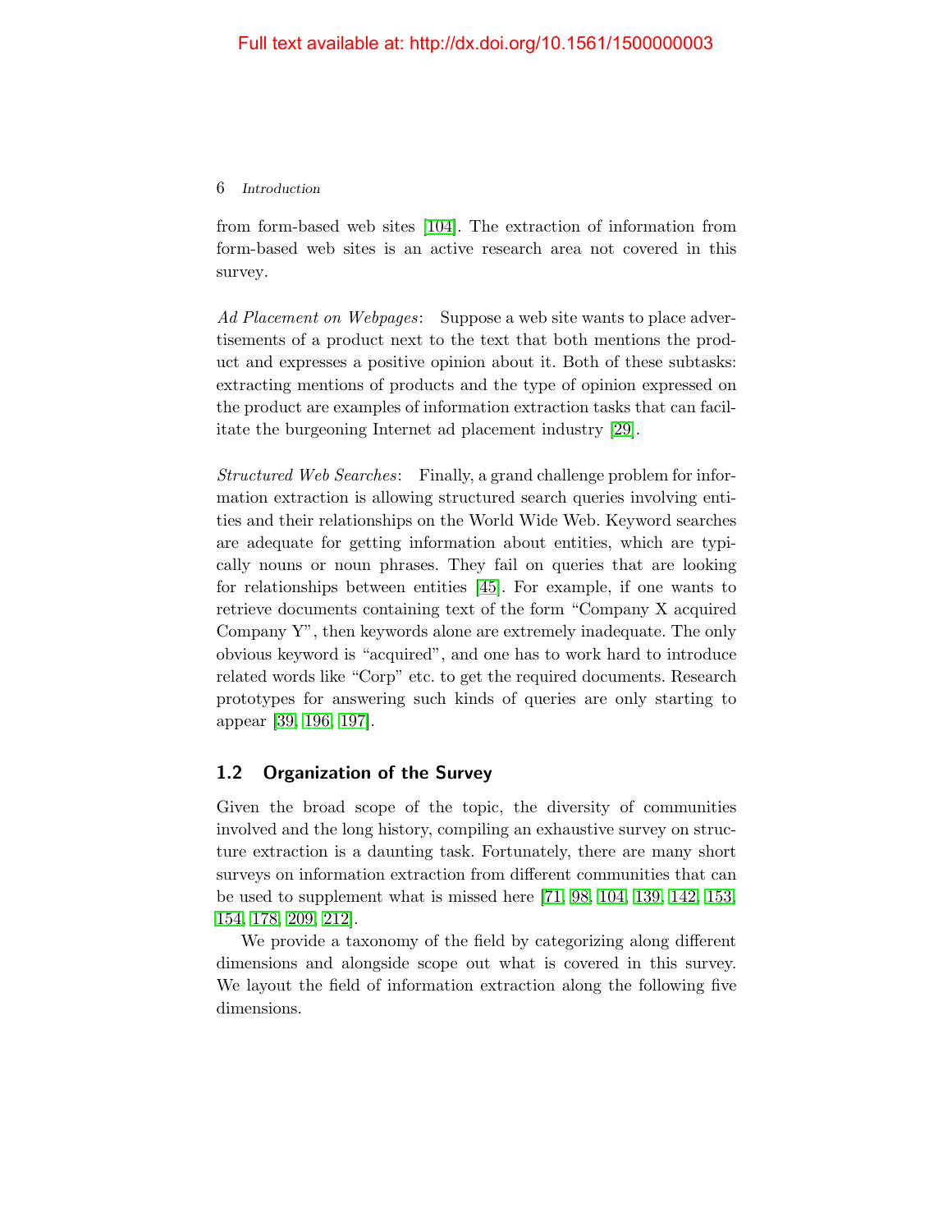from form-based web sites [104]. The extraction of information from form-based web sites is an active research area not covered in this survey.

*Ad Placement on Webpages*: Suppose a web site wants to place advertisements of a product next to the text that both mentions the product and expresses a positive opinion about it. Both of these subtasks: extracting mentions of products and the type of opinion expressed on the product are examples of information extraction tasks that can facilitate the burgeoning Internet ad placement industry [29].

*Structured Web Searches*: Finally, a grand challenge problem for information extraction is allowing structured search queries involving entities and their relationships on the World Wide Web. Keyword searches are adequate for getting information about entities, which are typically nouns or noun phrases. They fail on queries that are looking for relationships between entities [45]. For example, if one wants to retrieve documents containing text of the form "Company X acquired Company Y", then keywords alone are extremely inadequate. The only obvious keyword is "acquired", and one has to work hard to introduce related words like "Corp" etc. to get the required documents. Research prototypes for answering such kinds of queries are only starting to appear [39, 196, 197].

## 1.2 Organization of the Survey

Given the broad scope of the topic, the diversity of communities involved and the long history, compiling an exhaustive survey on structure extraction is a daunting task. Fortunately, there are many short surveys on information extraction from different communities that can be used to supplement what is missed here [71, 98, 104, 139, 142, 153, 154, 178, 209, 212].

We provide a taxonomy of the field by categorizing along different dimensions and alongside scope out what is covered in this survey. We layout the field of information extraction along the following five dimensions.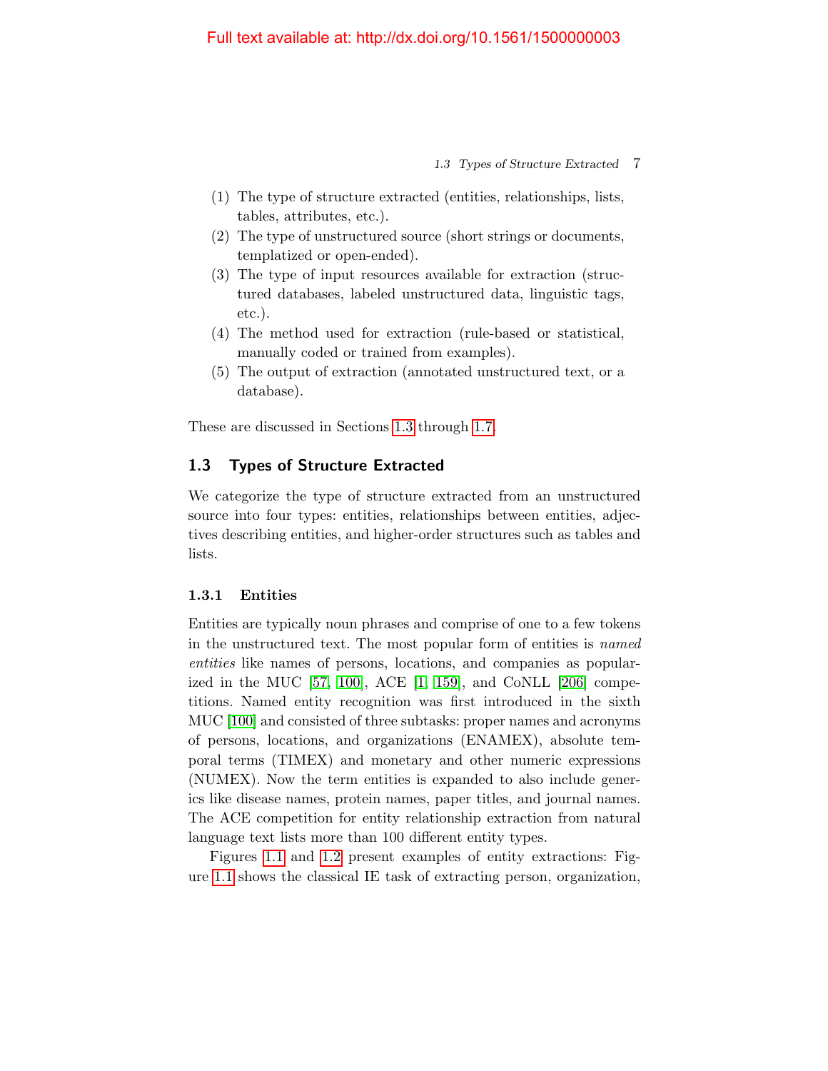(1) The type of structure extracted (entities, relationships, lists, tables, attributes, etc.).
(2) The type of unstructured source (short strings or documents, templatized or open-ended).
(3) The type of input resources available for extraction (structured databases, labeled unstructured data, linguistic tags, etc.).
(4) The method used for extraction (rule-based or statistical, manually coded or trained from examples).
(5) The output of extraction (annotated unstructured text, or a database).

These are discussed in Sections 1.3 through 1.7.

## 1.3 Types of Structure Extracted

We categorize the type of structure extracted from an unstructured source into four types: entities, relationships between entities, adjectives describing entities, and higher-order structures such as tables and lists.

### 1.3.1 Entities

Entities are typically noun phrases and comprise of one to a few tokens in the unstructured text. The most popular form of entities is *named entities* like names of persons, locations, and companies as popularized in the MUC [57, 100], ACE [1, 159], and CoNLL [206] competitions. Named entity recognition was first introduced in the sixth MUC [100] and consisted of three subtasks: proper names and acronyms of persons, locations, and organizations (ENAMEX), absolute temporal terms (TIMEX) and monetary and other numeric expressions (NUMEX). Now the term entities is expanded to also include generics like disease names, protein names, paper titles, and journal names. The ACE competition for entity relationship extraction from natural language text lists more than 100 different entity types.

Figures 1.1 and 1.2 present examples of entity extractions: Figure 1.1 shows the classical IE task of extracting person, organization,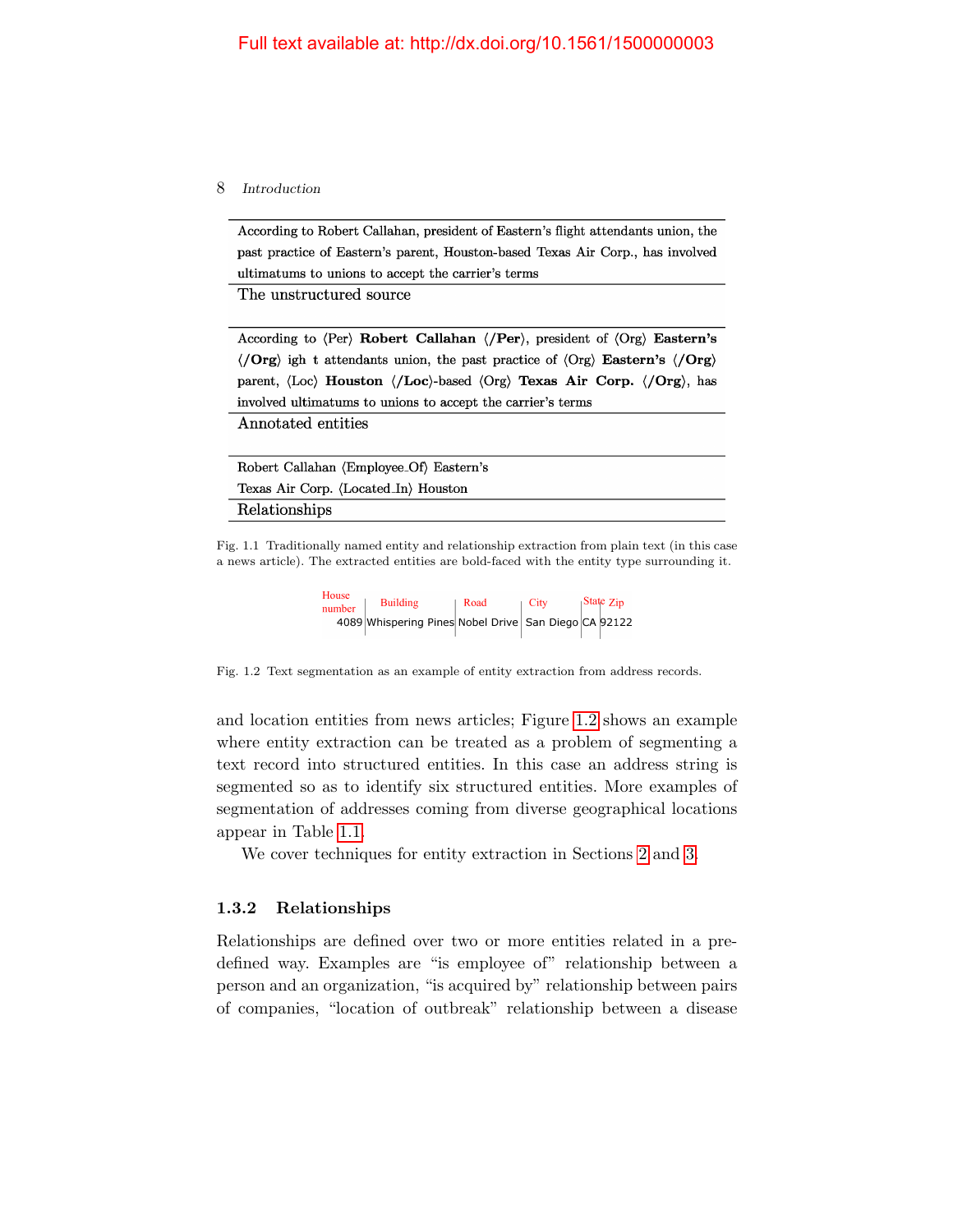Full text available at: http://dx.doi.org/10.1561/1500000003

According to Robert Callahan, president of Eastern's flight attendants union, the past practice of Eastern's parent, Houston-based Texas Air Corp., has involved ultimatums to unions to accept the carrier's terms

The unstructured source

According to ⟨Per⟩ **Robert Callahan ⟨/Per⟩**, president of ⟨Org⟩ **Eastern's ⟨/Org⟩** igh t attendants union, the past practice of ⟨Org⟩ **Eastern's ⟨/Org⟩** parent, ⟨Loc⟩ **Houston ⟨/Loc⟩**-based ⟨Org⟩ **Texas Air Corp. ⟨/Org⟩**, has involved ultimatums to unions to accept the carrier's terms

Annotated entities

Robert Callahan ⟨Employee_Of⟩ Eastern's

Texas Air Corp. ⟨Located_In⟩ Houston

Relationships

Fig. 1.1 Traditionally named entity and relationship extraction from plain text (in this case a news article). The extracted entities are bold-faced with the entity type surrounding it.

| House number | Building | Road | City | State | Zip |
|---|---|---|---|---|---|
| 4089 | Whispering Pines | Nobel Drive | San Diego | CA | 92122 |

Fig. 1.2 Text segmentation as an example of entity extraction from address records.

and location entities from news articles; Figure 1.2 shows an example where entity extraction can be treated as a problem of segmenting a text record into structured entities. In this case an address string is segmented so as to identify six structured entities. More examples of segmentation of addresses coming from diverse geographical locations appear in Table 1.1.

We cover techniques for entity extraction in Sections 2 and 3.

### 1.3.2 Relationships

Relationships are defined over two or more entities related in a predefined way. Examples are "is employee of" relationship between a person and an organization, "is acquired by" relationship between pairs of companies, "location of outbreak" relationship between a disease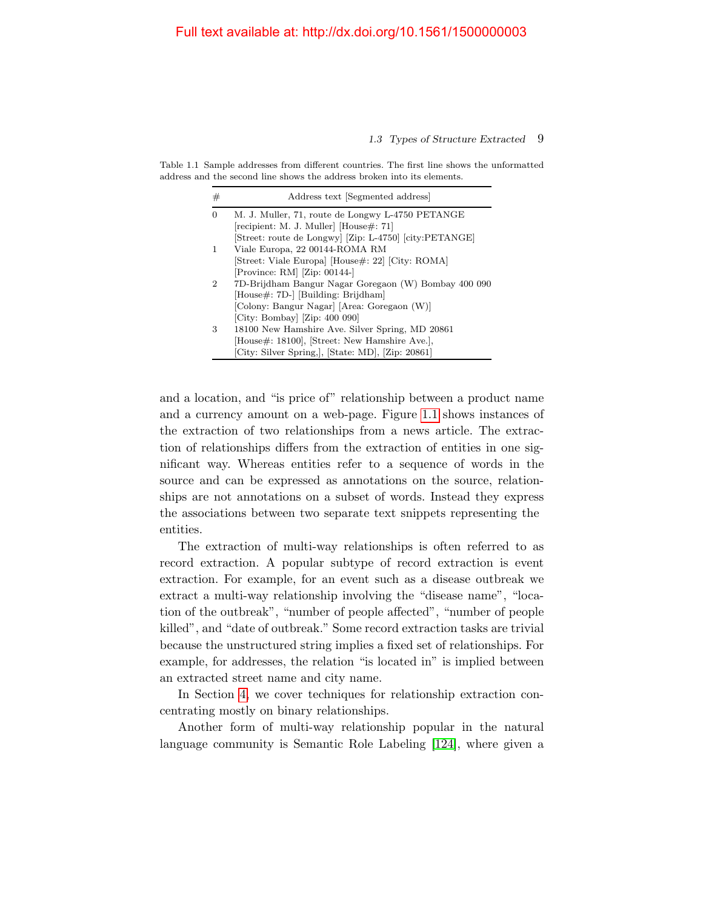Table 1.1 Sample addresses from different countries. The first line shows the unformatted address and the second line shows the address broken into its elements.

| # | Address text [Segmented address] |
|---|---|
| 0 | M. J. Muller, 71, route de Longwy L-4750 PETANGE<br>[recipient: M. J. Muller] [House#: 71]<br>[Street: route de Longwy] [Zip: L-4750] [city:PETANGE] |
| 1 | Viale Europa, 22 00144-ROMA RM<br>[Street: Viale Europa] [House#: 22] [City: ROMA]<br>[Province: RM] [Zip: 00144-] |
| 2 | 7D-Brijdham Bangur Nagar Goregaon (W) Bombay 400 090<br>[House#: 7D-] [Building: Brijdham]<br>[Colony: Bangur Nagar] [Area: Goregaon (W)]<br>[City: Bombay] [Zip: 400 090] |
| 3 | 18100 New Hamshire Ave. Silver Spring, MD 20861<br>[House#: 18100], [Street: New Hamshire Ave.],<br>[City: Silver Spring,], [State: MD], [Zip: 20861] |

and a location, and "is price of" relationship between a product name and a currency amount on a web-page. Figure 1.1 shows instances of the extraction of two relationships from a news article. The extraction of relationships differs from the extraction of entities in one significant way. Whereas entities refer to a sequence of words in the source and can be expressed as annotations on the source, relationships are not annotations on a subset of words. Instead they express the associations between two separate text snippets representing the entities.

The extraction of multi-way relationships is often referred to as record extraction. A popular subtype of record extraction is event extraction. For example, for an event such as a disease outbreak we extract a multi-way relationship involving the "disease name", "location of the outbreak", "number of people affected", "number of people killed", and "date of outbreak." Some record extraction tasks are trivial because the unstructured string implies a fixed set of relationships. For example, for addresses, the relation "is located in" is implied between an extracted street name and city name.

In Section 4, we cover techniques for relationship extraction concentrating mostly on binary relationships.

Another form of multi-way relationship popular in the natural language community is Semantic Role Labeling [124], where given a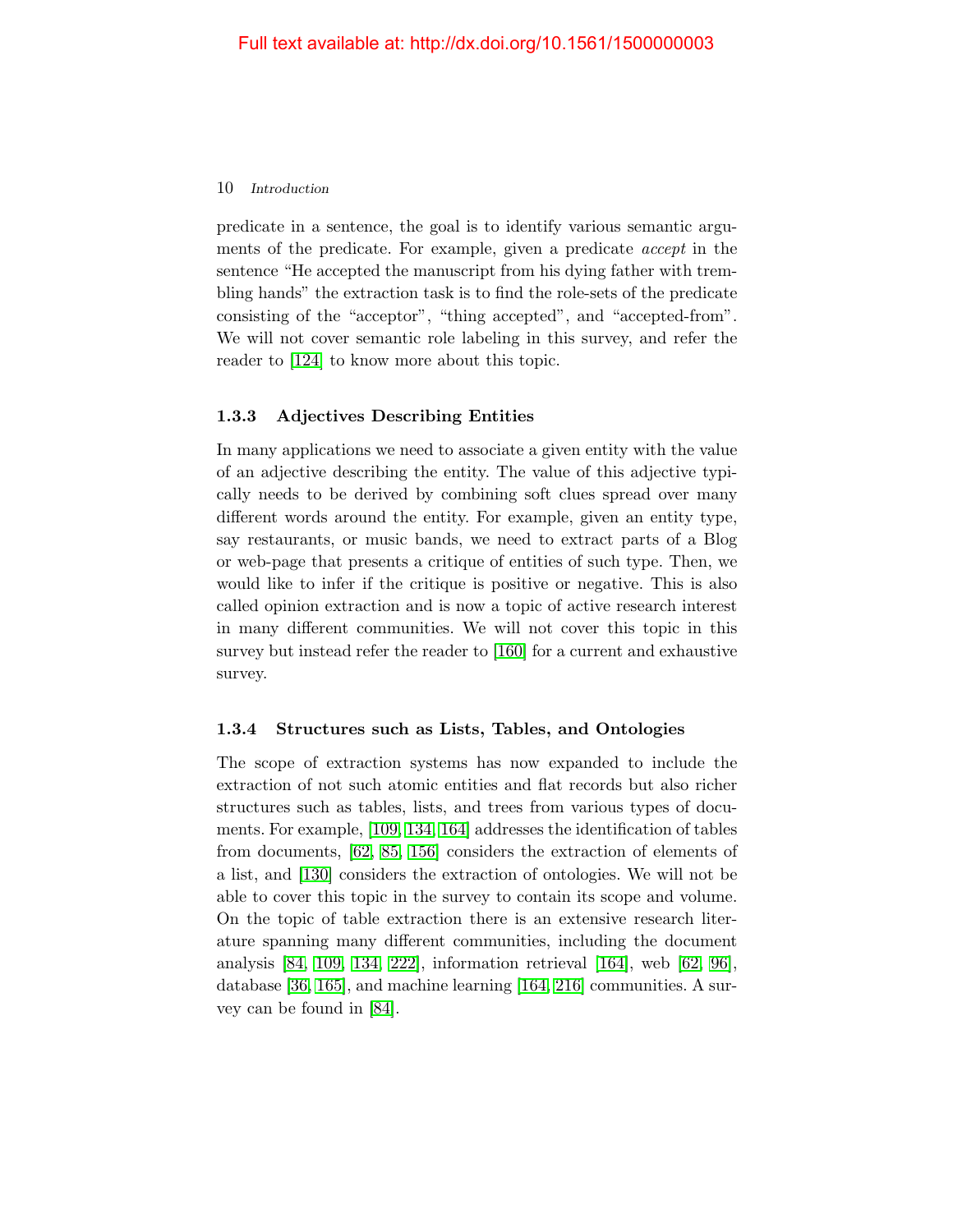predicate in a sentence, the goal is to identify various semantic arguments of the predicate. For example, given a predicate *accept* in the sentence "He accepted the manuscript from his dying father with trembling hands" the extraction task is to find the role-sets of the predicate consisting of the "acceptor", "thing accepted", and "accepted-from". We will not cover semantic role labeling in this survey, and refer the reader to [124] to know more about this topic.

### 1.3.3 Adjectives Describing Entities

In many applications we need to associate a given entity with the value of an adjective describing the entity. The value of this adjective typically needs to be derived by combining soft clues spread over many different words around the entity. For example, given an entity type, say restaurants, or music bands, we need to extract parts of a Blog or web-page that presents a critique of entities of such type. Then, we would like to infer if the critique is positive or negative. This is also called opinion extraction and is now a topic of active research interest in many different communities. We will not cover this topic in this survey but instead refer the reader to [160] for a current and exhaustive survey.

### 1.3.4 Structures such as Lists, Tables, and Ontologies

The scope of extraction systems has now expanded to include the extraction of not such atomic entities and flat records but also richer structures such as tables, lists, and trees from various types of documents. For example, [109, 134, 164] addresses the identification of tables from documents, [62, 85, 156] considers the extraction of elements of a list, and [130] considers the extraction of ontologies. We will not be able to cover this topic in the survey to contain its scope and volume. On the topic of table extraction there is an extensive research literature spanning many different communities, including the document analysis [84, 109, 134, 222], information retrieval [164], web [62, 96], database [36, 165], and machine learning [164, 216] communities. A survey can be found in [84].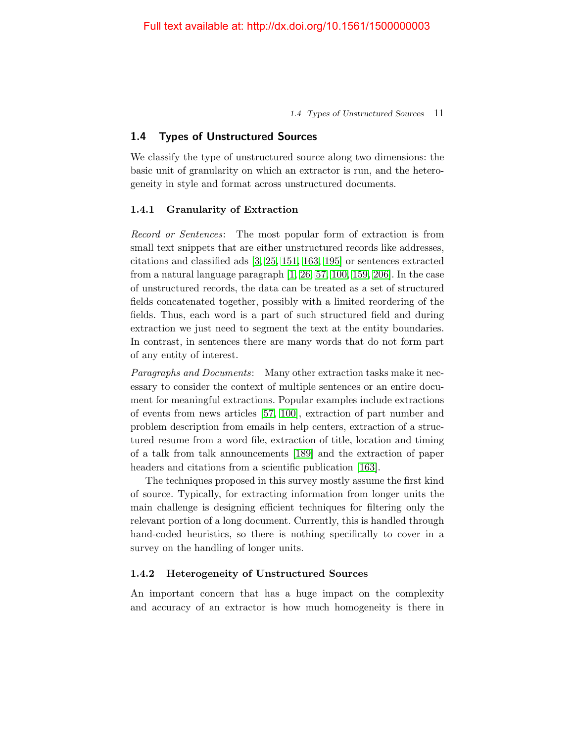## 1.4 Types of Unstructured Sources

We classify the type of unstructured source along two dimensions: the basic unit of granularity on which an extractor is run, and the heterogeneity in style and format across unstructured documents.

### 1.4.1 Granularity of Extraction

*Record or Sentences*: The most popular form of extraction is from small text snippets that are either unstructured records like addresses, citations and classified ads [3, 25, 151, 163, 195] or sentences extracted from a natural language paragraph [1, 26, 57, 100, 159, 206]. In the case of unstructured records, the data can be treated as a set of structured fields concatenated together, possibly with a limited reordering of the fields. Thus, each word is a part of such structured field and during extraction we just need to segment the text at the entity boundaries. In contrast, in sentences there are many words that do not form part of any entity of interest.

*Paragraphs and Documents*: Many other extraction tasks make it necessary to consider the context of multiple sentences or an entire document for meaningful extractions. Popular examples include extractions of events from news articles [57, 100], extraction of part number and problem description from emails in help centers, extraction of a structured resume from a word file, extraction of title, location and timing of a talk from talk announcements [189] and the extraction of paper headers and citations from a scientific publication [163].

The techniques proposed in this survey mostly assume the first kind of source. Typically, for extracting information from longer units the main challenge is designing efficient techniques for filtering only the relevant portion of a long document. Currently, this is handled through hand-coded heuristics, so there is nothing specifically to cover in a survey on the handling of longer units.

### 1.4.2 Heterogeneity of Unstructured Sources

An important concern that has a huge impact on the complexity and accuracy of an extractor is how much homogeneity is there in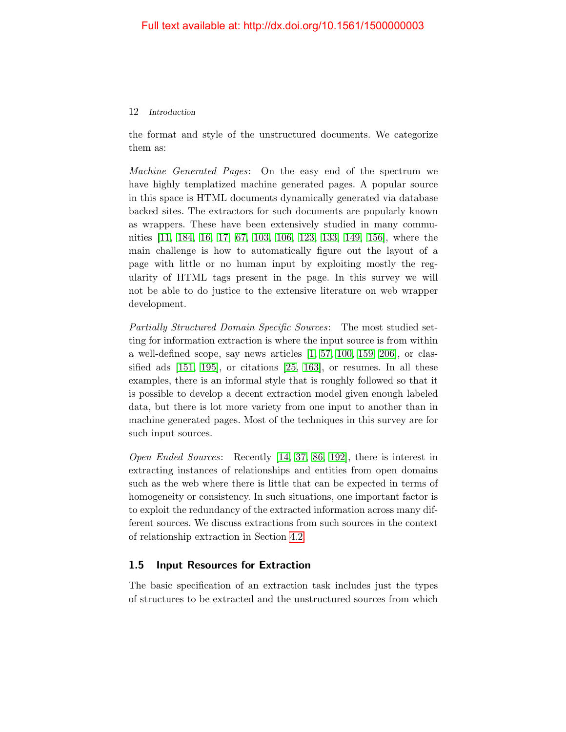the format and style of the unstructured documents. We categorize them as:

*Machine Generated Pages*: On the easy end of the spectrum we have highly templatized machine generated pages. A popular source in this space is HTML documents dynamically generated via database backed sites. The extractors for such documents are popularly known as wrappers. These have been extensively studied in many communities [11, 184, 16, 17, 67, 103, 106, 123, 133, 149, 156], where the main challenge is how to automatically figure out the layout of a page with little or no human input by exploiting mostly the regularity of HTML tags present in the page. In this survey we will not be able to do justice to the extensive literature on web wrapper development.

*Partially Structured Domain Specific Sources*: The most studied setting for information extraction is where the input source is from within a well-defined scope, say news articles [1, 57, 100, 159, 206], or classified ads [151, 195], or citations [25, 163], or resumes. In all these examples, there is an informal style that is roughly followed so that it is possible to develop a decent extraction model given enough labeled data, but there is lot more variety from one input to another than in machine generated pages. Most of the techniques in this survey are for such input sources.

*Open Ended Sources*: Recently [14, 37, 86, 192], there is interest in extracting instances of relationships and entities from open domains such as the web where there is little that can be expected in terms of homogeneity or consistency. In such situations, one important factor is to exploit the redundancy of the extracted information across many different sources. We discuss extractions from such sources in the context of relationship extraction in Section 4.2.

## 1.5 Input Resources for Extraction

The basic specification of an extraction task includes just the types of structures to be extracted and the unstructured sources from which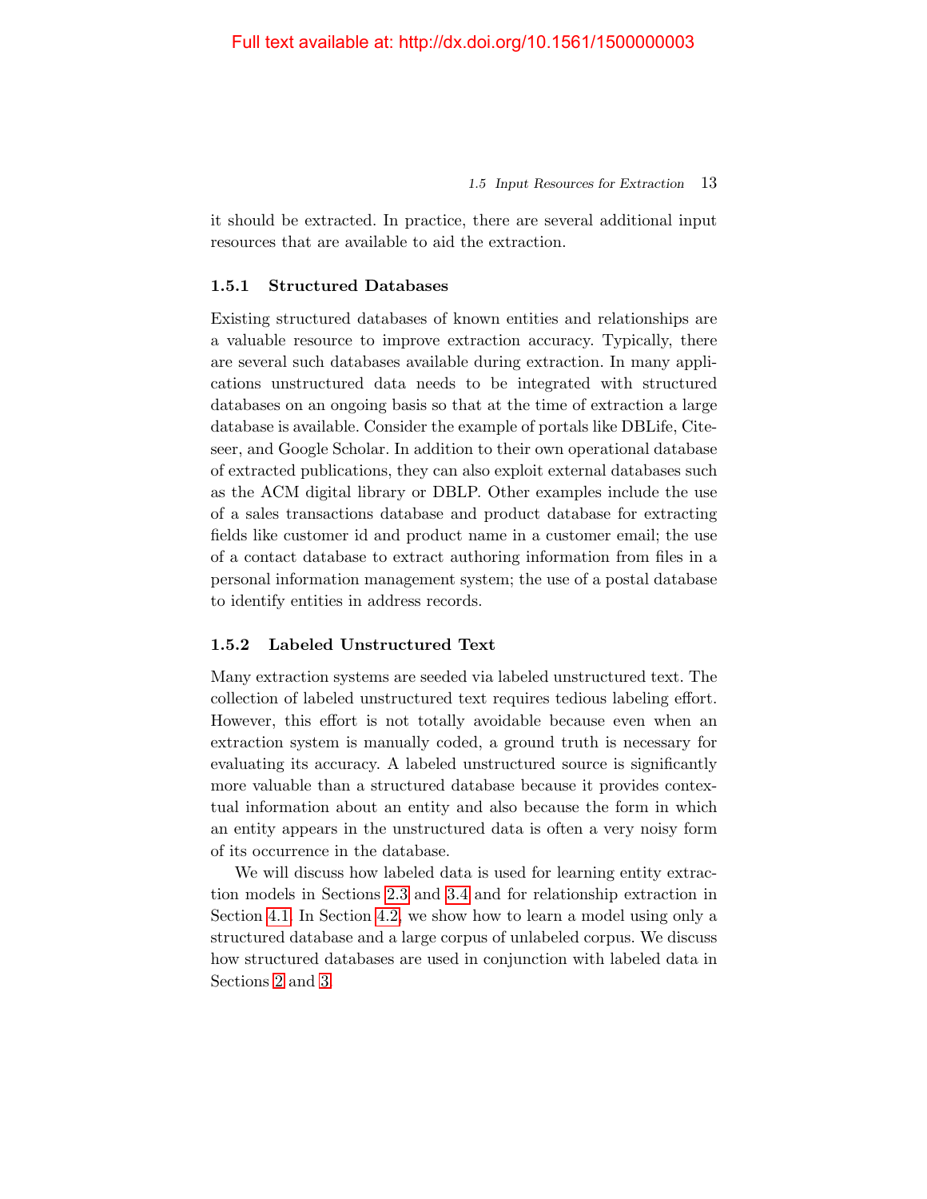it should be extracted. In practice, there are several additional input resources that are available to aid the extraction.

### 1.5.1 Structured Databases

Existing structured databases of known entities and relationships are a valuable resource to improve extraction accuracy. Typically, there are several such databases available during extraction. In many applications unstructured data needs to be integrated with structured databases on an ongoing basis so that at the time of extraction a large database is available. Consider the example of portals like DBLife, Citeseer, and Google Scholar. In addition to their own operational database of extracted publications, they can also exploit external databases such as the ACM digital library or DBLP. Other examples include the use of a sales transactions database and product database for extracting fields like customer id and product name in a customer email; the use of a contact database to extract authoring information from files in a personal information management system; the use of a postal database to identify entities in address records.

### 1.5.2 Labeled Unstructured Text

Many extraction systems are seeded via labeled unstructured text. The collection of labeled unstructured text requires tedious labeling effort. However, this effort is not totally avoidable because even when an extraction system is manually coded, a ground truth is necessary for evaluating its accuracy. A labeled unstructured source is significantly more valuable than a structured database because it provides contextual information about an entity and also because the form in which an entity appears in the unstructured data is often a very noisy form of its occurrence in the database.

We will discuss how labeled data is used for learning entity extraction models in Sections 2.3 and 3.4 and for relationship extraction in Section 4.1. In Section 4.2, we show how to learn a model using only a structured database and a large corpus of unlabeled corpus. We discuss how structured databases are used in conjunction with labeled data in Sections 2 and 3.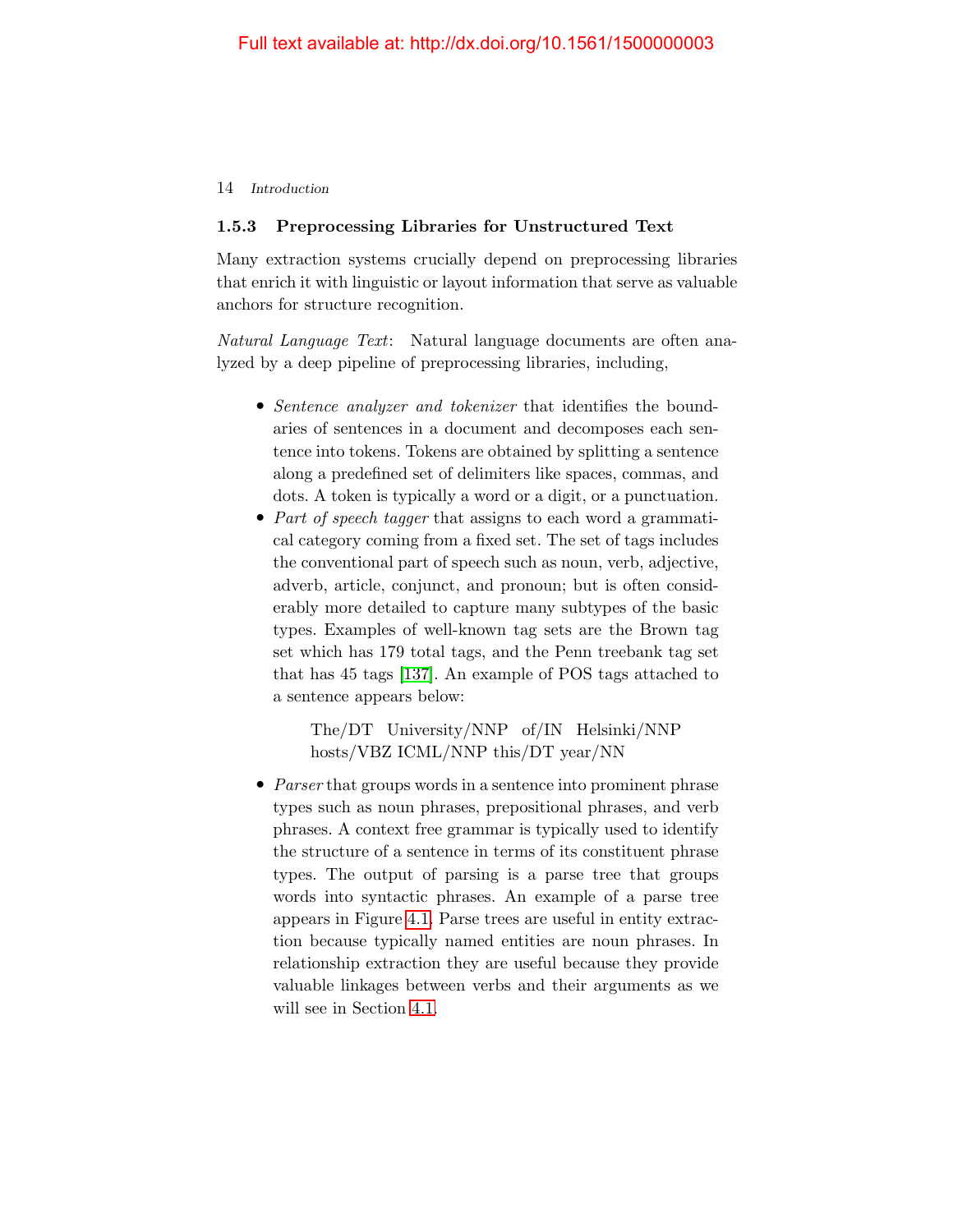### 1.5.3 Preprocessing Libraries for Unstructured Text

Many extraction systems crucially depend on preprocessing libraries that enrich it with linguistic or layout information that serve as valuable anchors for structure recognition.

*Natural Language Text*: Natural language documents are often analyzed by a deep pipeline of preprocessing libraries, including,

- *Sentence analyzer and tokenizer* that identifies the boundaries of sentences in a document and decomposes each sentence into tokens. Tokens are obtained by splitting a sentence along a predefined set of delimiters like spaces, commas, and dots. A token is typically a word or a digit, or a punctuation.
- *Part of speech tagger* that assigns to each word a grammatical category coming from a fixed set. The set of tags includes the conventional part of speech such as noun, verb, adjective, adverb, article, conjunct, and pronoun; but is often considerably more detailed to capture many subtypes of the basic types. Examples of well-known tag sets are the Brown tag set which has 179 total tags, and the Penn treebank tag set that has 45 tags [137]. An example of POS tags attached to a sentence appears below:

  The/DT University/NNP of/IN Helsinki/NNP hosts/VBZ ICML/NNP this/DT year/NN

- *Parser* that groups words in a sentence into prominent phrase types such as noun phrases, prepositional phrases, and verb phrases. A context free grammar is typically used to identify the structure of a sentence in terms of its constituent phrase types. The output of parsing is a parse tree that groups words into syntactic phrases. An example of a parse tree appears in Figure 4.1. Parse trees are useful in entity extraction because typically named entities are noun phrases. In relationship extraction they are useful because they provide valuable linkages between verbs and their arguments as we will see in Section 4.1.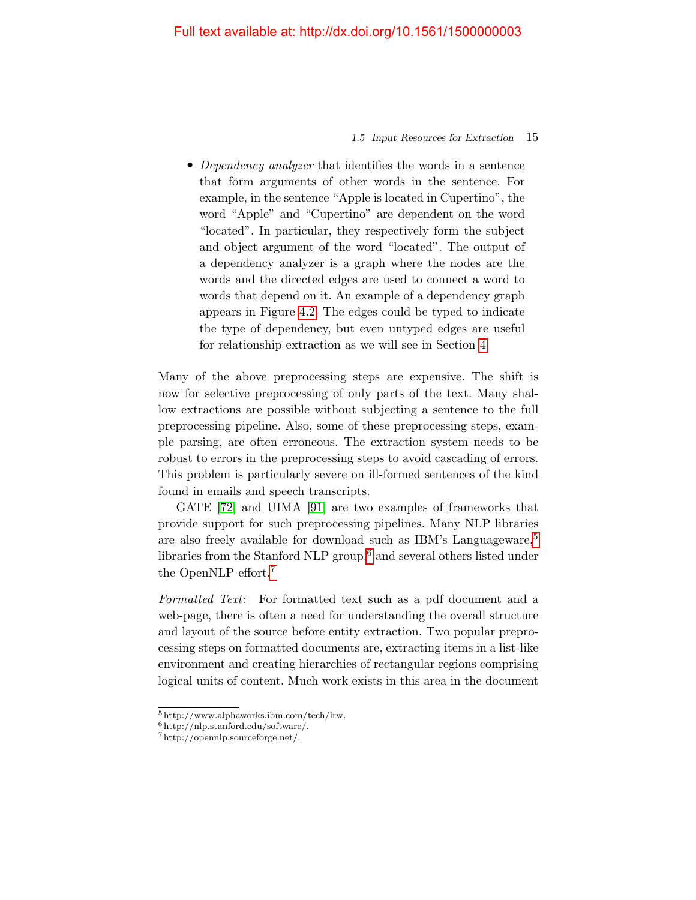- *Dependency analyzer* that identifies the words in a sentence that form arguments of other words in the sentence. For example, in the sentence "Apple is located in Cupertino", the word "Apple" and "Cupertino" are dependent on the word "located". In particular, they respectively form the subject and object argument of the word "located". The output of a dependency analyzer is a graph where the nodes are the words and the directed edges are used to connect a word to words that depend on it. An example of a dependency graph appears in Figure 4.2. The edges could be typed to indicate the type of dependency, but even untyped edges are useful for relationship extraction as we will see in Section 4.

Many of the above preprocessing steps are expensive. The shift is now for selective preprocessing of only parts of the text. Many shallow extractions are possible without subjecting a sentence to the full preprocessing pipeline. Also, some of these preprocessing steps, example parsing, are often erroneous. The extraction system needs to be robust to errors in the preprocessing steps to avoid cascading of errors. This problem is particularly severe on ill-formed sentences of the kind found in emails and speech transcripts.

GATE [72] and UIMA [91] are two examples of frameworks that provide support for such preprocessing pipelines. Many NLP libraries are also freely available for download such as IBM's Languageware,[5] libraries from the Stanford NLP group,[6] and several others listed under the OpenNLP effort.[7]

*Formatted Text*: For formatted text such as a pdf document and a web-page, there is often a need for understanding the overall structure and layout of the source before entity extraction. Two popular preprocessing steps on formatted documents are, extracting items in a list-like environment and creating hierarchies of rectangular regions comprising logical units of content. Much work exists in this area in the document

---

[5] http://www.alphaworks.ibm.com/tech/lrw.

[6] http://nlp.stanford.edu/software/.

[7] http://opennlp.sourceforge.net/.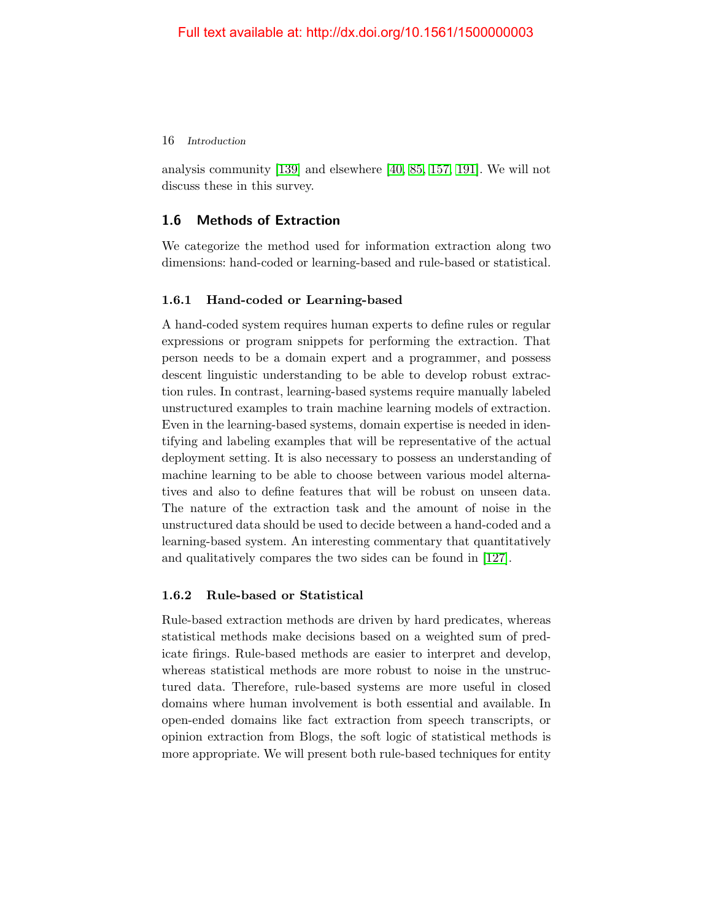analysis community [139] and elsewhere [40, 85, 157, 191]. We will not discuss these in this survey.

## 1.6 Methods of Extraction

We categorize the method used for information extraction along two dimensions: hand-coded or learning-based and rule-based or statistical.

### 1.6.1 Hand-coded or Learning-based

A hand-coded system requires human experts to define rules or regular expressions or program snippets for performing the extraction. That person needs to be a domain expert and a programmer, and possess descent linguistic understanding to be able to develop robust extraction rules. In contrast, learning-based systems require manually labeled unstructured examples to train machine learning models of extraction. Even in the learning-based systems, domain expertise is needed in identifying and labeling examples that will be representative of the actual deployment setting. It is also necessary to possess an understanding of machine learning to be able to choose between various model alternatives and also to define features that will be robust on unseen data. The nature of the extraction task and the amount of noise in the unstructured data should be used to decide between a hand-coded and a learning-based system. An interesting commentary that quantitatively and qualitatively compares the two sides can be found in [127].

### 1.6.2 Rule-based or Statistical

Rule-based extraction methods are driven by hard predicates, whereas statistical methods make decisions based on a weighted sum of predicate firings. Rule-based methods are easier to interpret and develop, whereas statistical methods are more robust to noise in the unstructured data. Therefore, rule-based systems are more useful in closed domains where human involvement is both essential and available. In open-ended domains like fact extraction from speech transcripts, or opinion extraction from Blogs, the soft logic of statistical methods is more appropriate. We will present both rule-based techniques for entity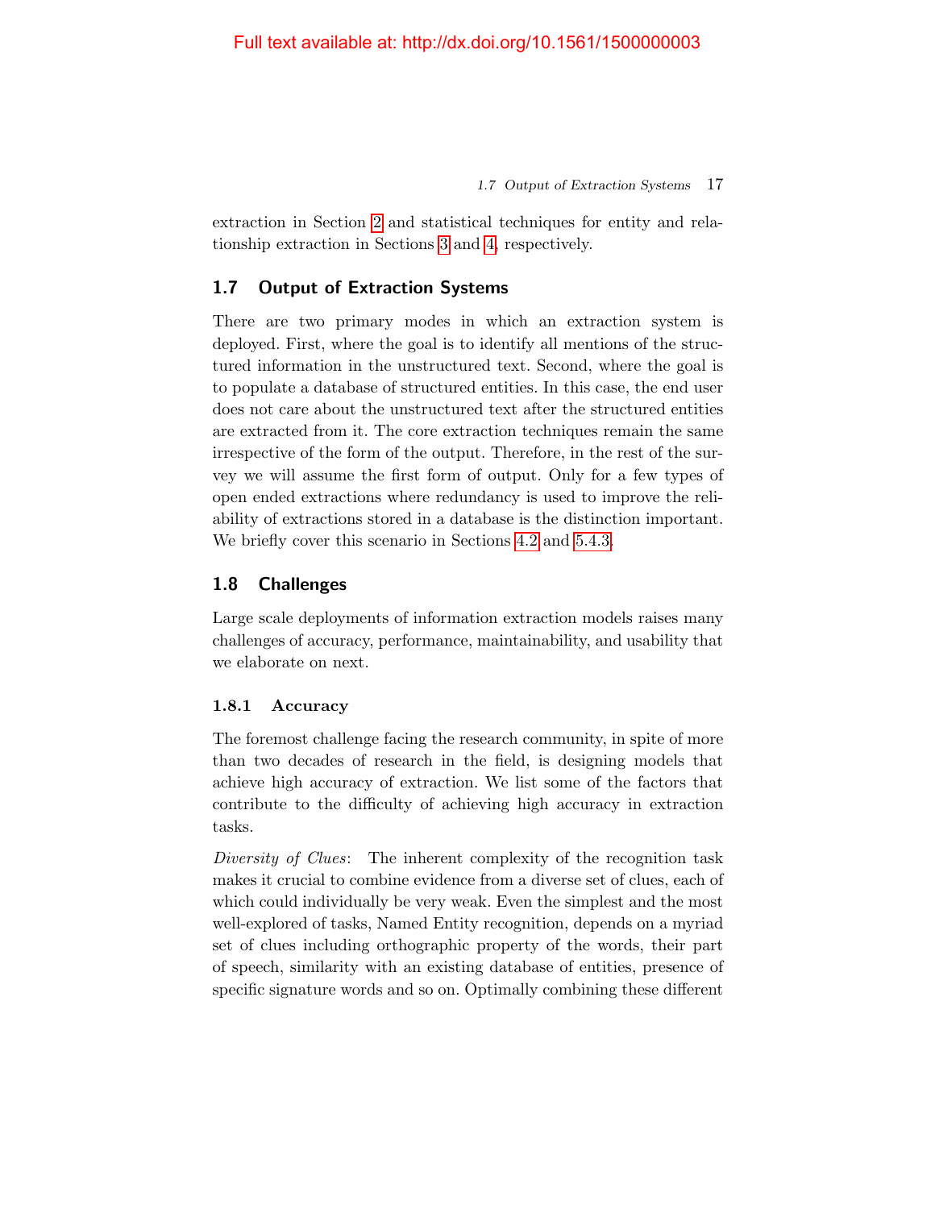extraction in Section 2 and statistical techniques for entity and relationship extraction in Sections 3 and 4, respectively.

## 1.7 Output of Extraction Systems

There are two primary modes in which an extraction system is deployed. First, where the goal is to identify all mentions of the structured information in the unstructured text. Second, where the goal is to populate a database of structured entities. In this case, the end user does not care about the unstructured text after the structured entities are extracted from it. The core extraction techniques remain the same irrespective of the form of the output. Therefore, in the rest of the survey we will assume the first form of output. Only for a few types of open ended extractions where redundancy is used to improve the reliability of extractions stored in a database is the distinction important. We briefly cover this scenario in Sections 4.2 and 5.4.3.

## 1.8 Challenges

Large scale deployments of information extraction models raises many challenges of accuracy, performance, maintainability, and usability that we elaborate on next.

### 1.8.1 Accuracy

The foremost challenge facing the research community, in spite of more than two decades of research in the field, is designing models that achieve high accuracy of extraction. We list some of the factors that contribute to the difficulty of achieving high accuracy in extraction tasks.

*Diversity of Clues*: The inherent complexity of the recognition task makes it crucial to combine evidence from a diverse set of clues, each of which could individually be very weak. Even the simplest and the most well-explored of tasks, Named Entity recognition, depends on a myriad set of clues including orthographic property of the words, their part of speech, similarity with an existing database of entities, presence of specific signature words and so on. Optimally combining these different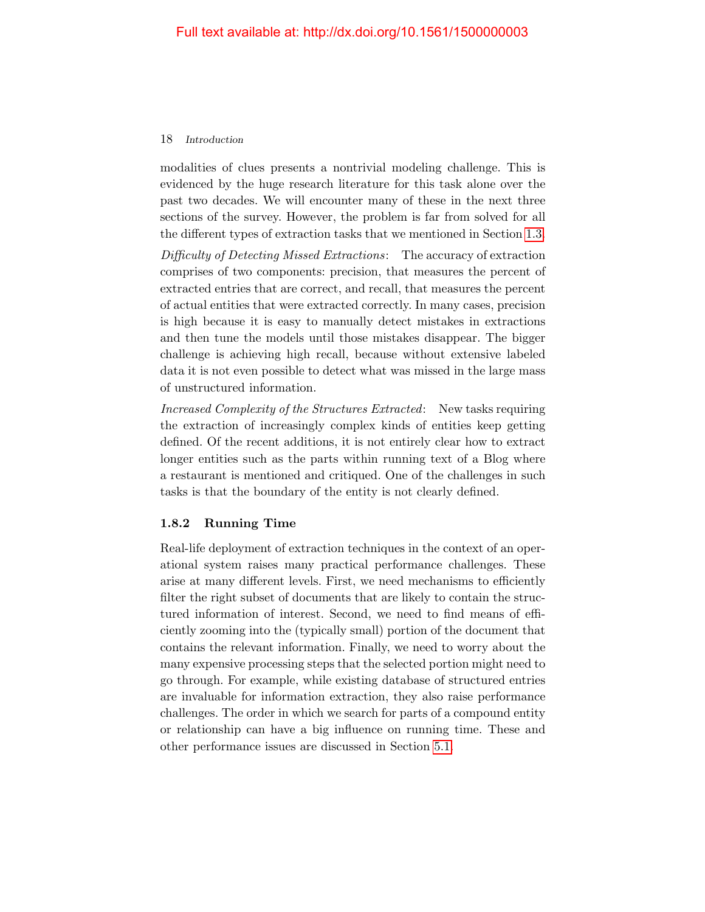modalities of clues presents a nontrivial modeling challenge. This is evidenced by the huge research literature for this task alone over the past two decades. We will encounter many of these in the next three sections of the survey. However, the problem is far from solved for all the different types of extraction tasks that we mentioned in Section 1.3.

*Difficulty of Detecting Missed Extractions*: The accuracy of extraction comprises of two components: precision, that measures the percent of extracted entries that are correct, and recall, that measures the percent of actual entities that were extracted correctly. In many cases, precision is high because it is easy to manually detect mistakes in extractions and then tune the models until those mistakes disappear. The bigger challenge is achieving high recall, because without extensive labeled data it is not even possible to detect what was missed in the large mass of unstructured information.

*Increased Complexity of the Structures Extracted*: New tasks requiring the extraction of increasingly complex kinds of entities keep getting defined. Of the recent additions, it is not entirely clear how to extract longer entities such as the parts within running text of a Blog where a restaurant is mentioned and critiqued. One of the challenges in such tasks is that the boundary of the entity is not clearly defined.

### 1.8.2 Running Time

Real-life deployment of extraction techniques in the context of an operational system raises many practical performance challenges. These arise at many different levels. First, we need mechanisms to efficiently filter the right subset of documents that are likely to contain the structured information of interest. Second, we need to find means of efficiently zooming into the (typically small) portion of the document that contains the relevant information. Finally, we need to worry about the many expensive processing steps that the selected portion might need to go through. For example, while existing database of structured entries are invaluable for information extraction, they also raise performance challenges. The order in which we search for parts of a compound entity or relationship can have a big influence on running time. These and other performance issues are discussed in Section 5.1.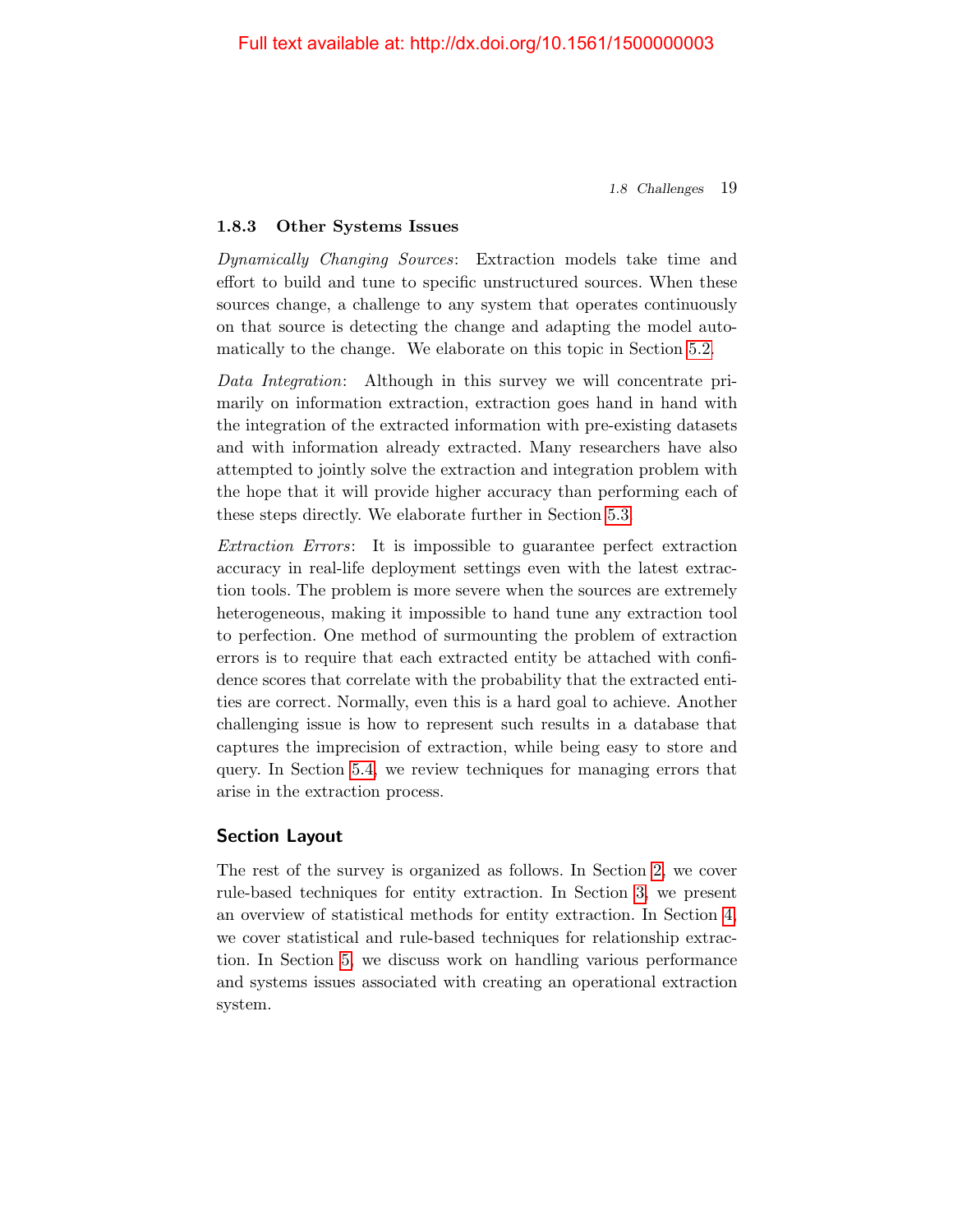### 1.8.3 Other Systems Issues

*Dynamically Changing Sources*: Extraction models take time and effort to build and tune to specific unstructured sources. When these sources change, a challenge to any system that operates continuously on that source is detecting the change and adapting the model automatically to the change. We elaborate on this topic in Section 5.2.

*Data Integration*: Although in this survey we will concentrate primarily on information extraction, extraction goes hand in hand with the integration of the extracted information with pre-existing datasets and with information already extracted. Many researchers have also attempted to jointly solve the extraction and integration problem with the hope that it will provide higher accuracy than performing each of these steps directly. We elaborate further in Section 5.3.

*Extraction Errors*: It is impossible to guarantee perfect extraction accuracy in real-life deployment settings even with the latest extraction tools. The problem is more severe when the sources are extremely heterogeneous, making it impossible to hand tune any extraction tool to perfection. One method of surmounting the problem of extraction errors is to require that each extracted entity be attached with confidence scores that correlate with the probability that the extracted entities are correct. Normally, even this is a hard goal to achieve. Another challenging issue is how to represent such results in a database that captures the imprecision of extraction, while being easy to store and query. In Section 5.4, we review techniques for managing errors that arise in the extraction process.

## Section Layout

The rest of the survey is organized as follows. In Section 2, we cover rule-based techniques for entity extraction. In Section 3, we present an overview of statistical methods for entity extraction. In Section 4, we cover statistical and rule-based techniques for relationship extraction. In Section 5, we discuss work on handling various performance and systems issues associated with creating an operational extraction system.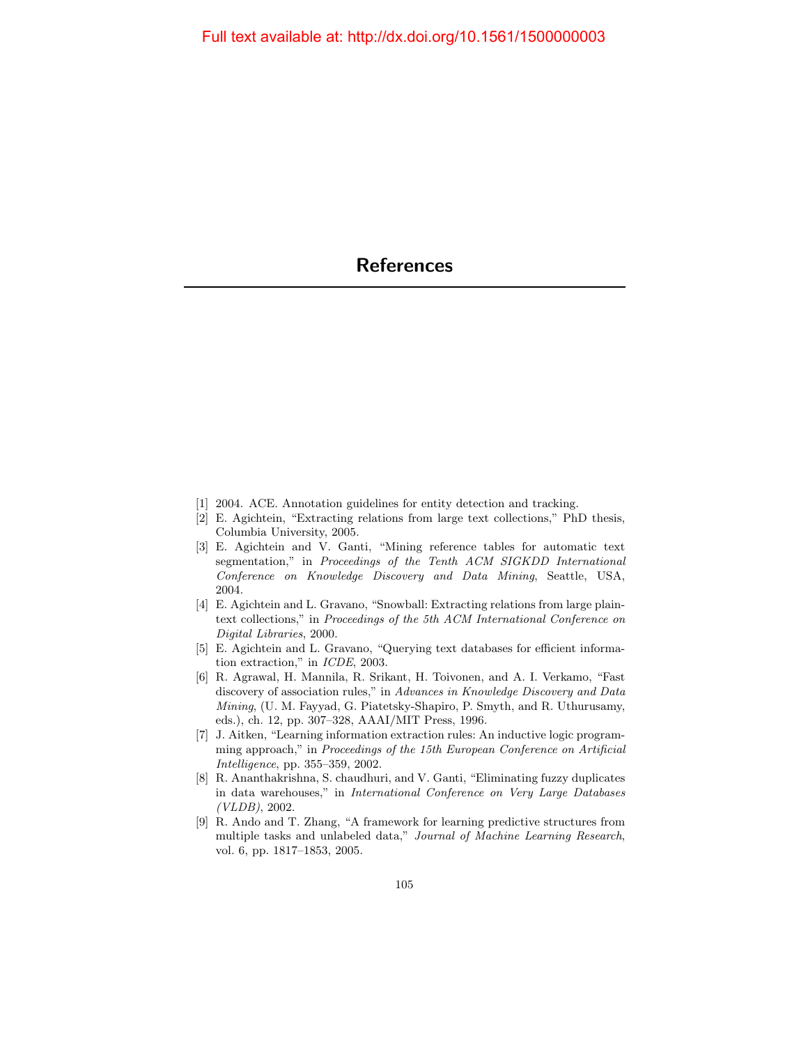# References

[1] 2004. ACE. Annotation guidelines for entity detection and tracking.

[2] E. Agichtein, "Extracting relations from large text collections," PhD thesis, Columbia University, 2005.

[3] E. Agichtein and V. Ganti, "Mining reference tables for automatic text segmentation," in *Proceedings of the Tenth ACM SIGKDD International Conference on Knowledge Discovery and Data Mining*, Seattle, USA, 2004.

[4] E. Agichtein and L. Gravano, "Snowball: Extracting relations from large plain-text collections," in *Proceedings of the 5th ACM International Conference on Digital Libraries*, 2000.

[5] E. Agichtein and L. Gravano, "Querying text databases for efficient information extraction," in *ICDE*, 2003.

[6] R. Agrawal, H. Mannila, R. Srikant, H. Toivonen, and A. I. Verkamo, "Fast discovery of association rules," in *Advances in Knowledge Discovery and Data Mining*, (U. M. Fayyad, G. Piatetsky-Shapiro, P. Smyth, and R. Uthurusamy, eds.), ch. 12, pp. 307–328, AAAI/MIT Press, 1996.

[7] J. Aitken, "Learning information extraction rules: An inductive logic programming approach," in *Proceedings of the 15th European Conference on Artificial Intelligence*, pp. 355–359, 2002.

[8] R. Ananthakrishna, S. chaudhuri, and V. Ganti, "Eliminating fuzzy duplicates in data warehouses," in *International Conference on Very Large Databases (VLDB)*, 2002.

[9] R. Ando and T. Zhang, "A framework for learning predictive structures from multiple tasks and unlabeled data," *Journal of Machine Learning Research*, vol. 6, pp. 1817–1853, 2005.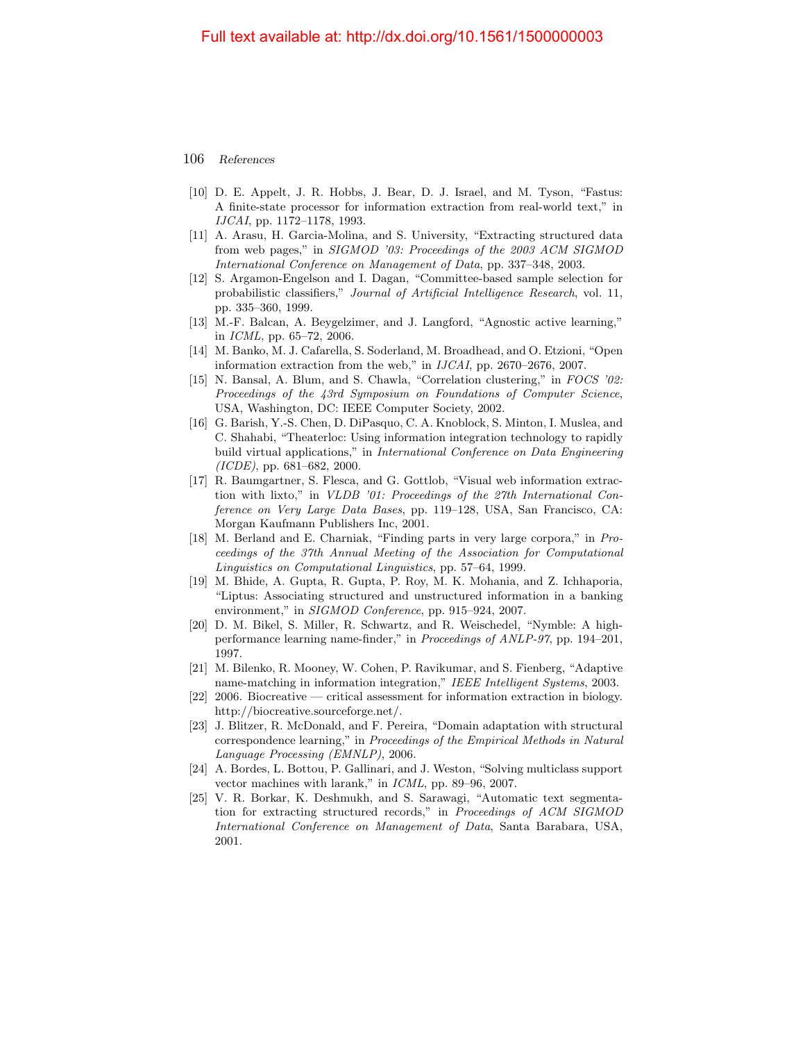[10] D. E. Appelt, J. R. Hobbs, J. Bear, D. J. Israel, and M. Tyson, "Fastus: A finite-state processor for information extraction from real-world text," in *IJCAI*, pp. 1172–1178, 1993.

[11] A. Arasu, H. Garcia-Molina, and S. University, "Extracting structured data from web pages," in *SIGMOD '03: Proceedings of the 2003 ACM SIGMOD International Conference on Management of Data*, pp. 337–348, 2003.

[12] S. Argamon-Engelson and I. Dagan, "Committee-based sample selection for probabilistic classifiers," *Journal of Artificial Intelligence Research*, vol. 11, pp. 335–360, 1999.

[13] M.-F. Balcan, A. Beygelzimer, and J. Langford, "Agnostic active learning," in *ICML*, pp. 65–72, 2006.

[14] M. Banko, M. J. Cafarella, S. Soderland, M. Broadhead, and O. Etzioni, "Open information extraction from the web," in *IJCAI*, pp. 2670–2676, 2007.

[15] N. Bansal, A. Blum, and S. Chawla, "Correlation clustering," in *FOCS '02: Proceedings of the 43rd Symposium on Foundations of Computer Science*, USA, Washington, DC: IEEE Computer Society, 2002.

[16] G. Barish, Y.-S. Chen, D. DiPasquo, C. A. Knoblock, S. Minton, I. Muslea, and C. Shahabi, "Theaterloc: Using information integration technology to rapidly build virtual applications," in *International Conference on Data Engineering (ICDE)*, pp. 681–682, 2000.

[17] R. Baumgartner, S. Flesca, and G. Gottlob, "Visual web information extraction with lixto," in *VLDB '01: Proceedings of the 27th International Conference on Very Large Data Bases*, pp. 119–128, USA, San Francisco, CA: Morgan Kaufmann Publishers Inc, 2001.

[18] M. Berland and E. Charniak, "Finding parts in very large corpora," in *Proceedings of the 37th Annual Meeting of the Association for Computational Linguistics on Computational Linguistics*, pp. 57–64, 1999.

[19] M. Bhide, A. Gupta, R. Gupta, P. Roy, M. K. Mohania, and Z. Ichhaporia, "Liptus: Associating structured and unstructured information in a banking environment," in *SIGMOD Conference*, pp. 915–924, 2007.

[20] D. M. Bikel, S. Miller, R. Schwartz, and R. Weischedel, "Nymble: A high-performance learning name-finder," in *Proceedings of ANLP-97*, pp. 194–201, 1997.

[21] M. Bilenko, R. Mooney, W. Cohen, P. Ravikumar, and S. Fienberg, "Adaptive name-matching in information integration," *IEEE Intelligent Systems*, 2003.

[22] 2006. Biocreative — critical assessment for information extraction in biology. http://biocreative.sourceforge.net/.

[23] J. Blitzer, R. McDonald, and F. Pereira, "Domain adaptation with structural correspondence learning," in *Proceedings of the Empirical Methods in Natural Language Processing (EMNLP)*, 2006.

[24] A. Bordes, L. Bottou, P. Gallinari, and J. Weston, "Solving multiclass support vector machines with larank," in *ICML*, pp. 89–96, 2007.

[25] V. R. Borkar, K. Deshmukh, and S. Sarawagi, "Automatic text segmentation for extracting structured records," in *Proceedings of ACM SIGMOD International Conference on Management of Data*, Santa Barabara, USA, 2001.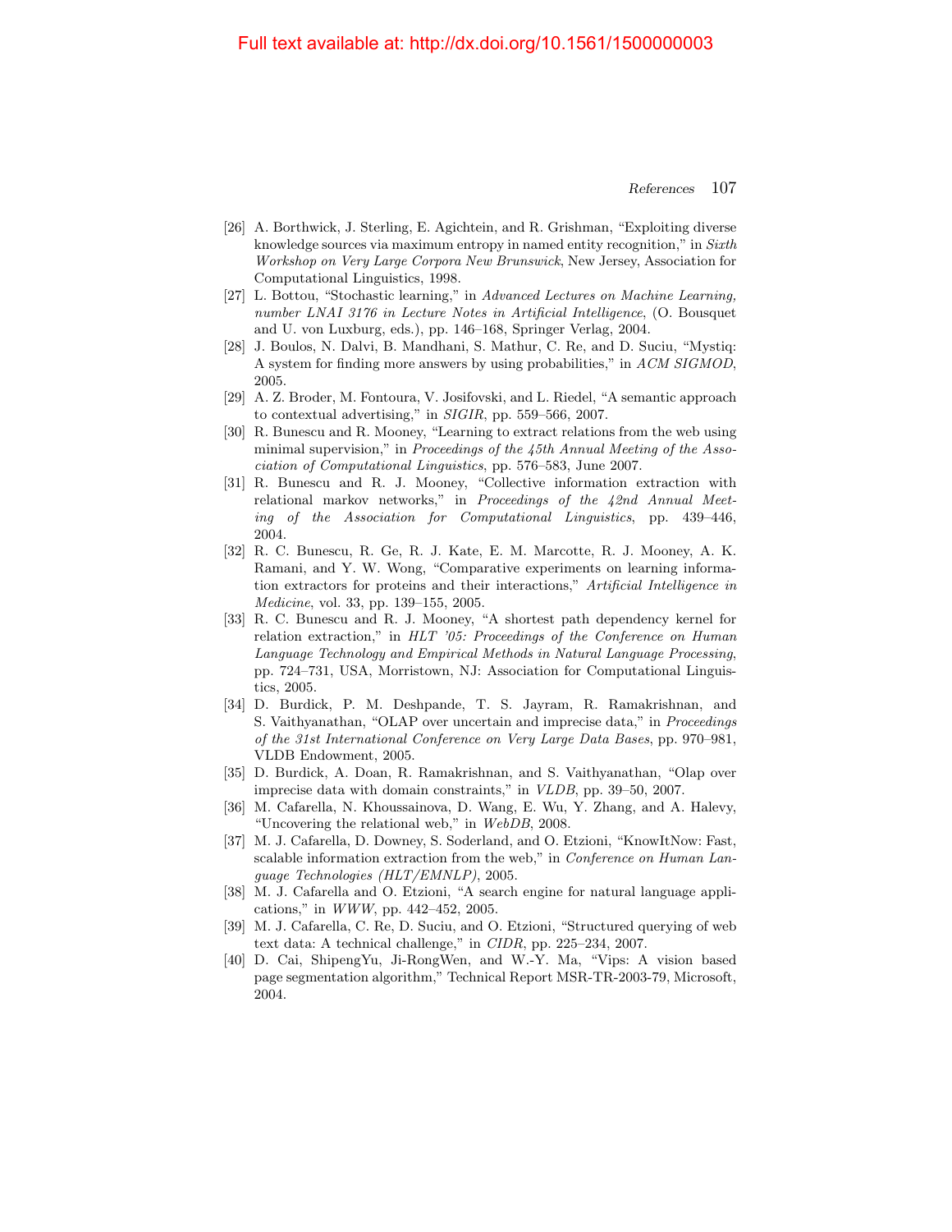[26] A. Borthwick, J. Sterling, E. Agichtein, and R. Grishman, "Exploiting diverse knowledge sources via maximum entropy in named entity recognition," in *Sixth Workshop on Very Large Corpora New Brunswick*, New Jersey, Association for Computational Linguistics, 1998.

[27] L. Bottou, "Stochastic learning," in *Advanced Lectures on Machine Learning, number LNAI 3176 in Lecture Notes in Artificial Intelligence*, (O. Bousquet and U. von Luxburg, eds.), pp. 146–168, Springer Verlag, 2004.

[28] J. Boulos, N. Dalvi, B. Mandhani, S. Mathur, C. Re, and D. Suciu, "Mystiq: A system for finding more answers by using probabilities," in *ACM SIGMOD*, 2005.

[29] A. Z. Broder, M. Fontoura, V. Josifovski, and L. Riedel, "A semantic approach to contextual advertising," in *SIGIR*, pp. 559–566, 2007.

[30] R. Bunescu and R. Mooney, "Learning to extract relations from the web using minimal supervision," in *Proceedings of the 45th Annual Meeting of the Association of Computational Linguistics*, pp. 576–583, June 2007.

[31] R. Bunescu and R. J. Mooney, "Collective information extraction with relational markov networks," in *Proceedings of the 42nd Annual Meeting of the Association for Computational Linguistics*, pp. 439–446, 2004.

[32] R. C. Bunescu, R. Ge, R. J. Kate, E. M. Marcotte, R. J. Mooney, A. K. Ramani, and Y. W. Wong, "Comparative experiments on learning information extractors for proteins and their interactions," *Artificial Intelligence in Medicine*, vol. 33, pp. 139–155, 2005.

[33] R. C. Bunescu and R. J. Mooney, "A shortest path dependency kernel for relation extraction," in *HLT '05: Proceedings of the Conference on Human Language Technology and Empirical Methods in Natural Language Processing*, pp. 724–731, USA, Morristown, NJ: Association for Computational Linguistics, 2005.

[34] D. Burdick, P. M. Deshpande, T. S. Jayram, R. Ramakrishnan, and S. Vaithyanathan, "OLAP over uncertain and imprecise data," in *Proceedings of the 31st International Conference on Very Large Data Bases*, pp. 970–981, VLDB Endowment, 2005.

[35] D. Burdick, A. Doan, R. Ramakrishnan, and S. Vaithyanathan, "Olap over imprecise data with domain constraints," in *VLDB*, pp. 39–50, 2007.

[36] M. Cafarella, N. Khoussainova, D. Wang, E. Wu, Y. Zhang, and A. Halevy, "Uncovering the relational web," in *WebDB*, 2008.

[37] M. J. Cafarella, D. Downey, S. Soderland, and O. Etzioni, "KnowItNow: Fast, scalable information extraction from the web," in *Conference on Human Language Technologies (HLT/EMNLP)*, 2005.

[38] M. J. Cafarella and O. Etzioni, "A search engine for natural language applications," in *WWW*, pp. 442–452, 2005.

[39] M. J. Cafarella, C. Re, D. Suciu, and O. Etzioni, "Structured querying of web text data: A technical challenge," in *CIDR*, pp. 225–234, 2007.

[40] D. Cai, ShipengYu, Ji-RongWen, and W.-Y. Ma, "Vips: A vision based page segmentation algorithm," Technical Report MSR-TR-2003-79, Microsoft, 2004.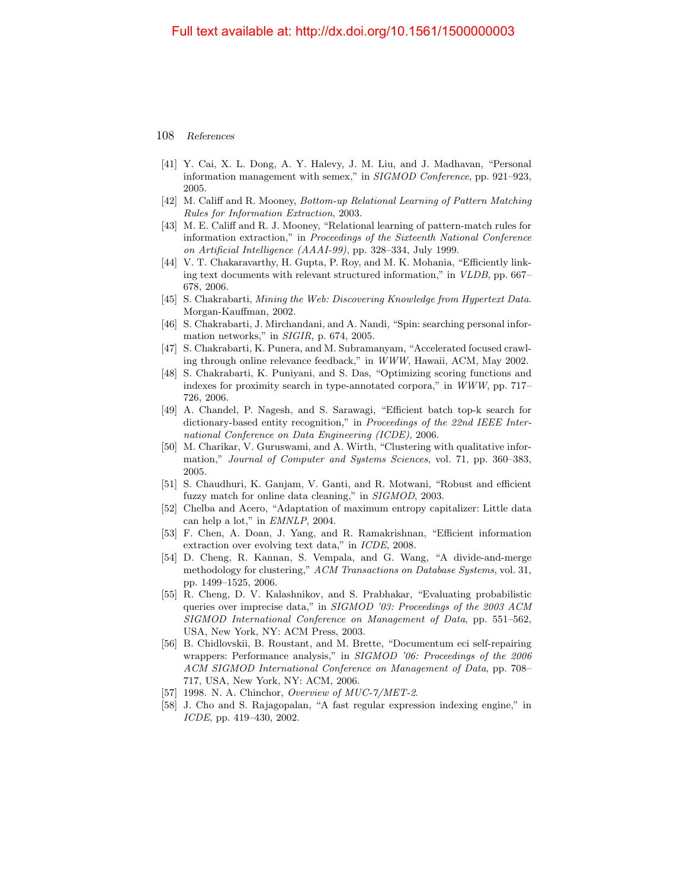- [41] Y. Cai, X. L. Dong, A. Y. Halevy, J. M. Liu, and J. Madhavan, "Personal information management with semex," in *SIGMOD Conference*, pp. 921–923, 2005.
- [42] M. Califf and R. Mooney, *Bottom-up Relational Learning of Pattern Matching Rules for Information Extraction*, 2003.
- [43] M. E. Califf and R. J. Mooney, "Relational learning of pattern-match rules for information extraction," in *Proceedings of the Sixteenth National Conference on Artificial Intelligence (AAAI-99)*, pp. 328–334, July 1999.
- [44] V. T. Chakaravarthy, H. Gupta, P. Roy, and M. K. Mohania, "Efficiently linking text documents with relevant structured information," in *VLDB*, pp. 667–678, 2006.
- [45] S. Chakrabarti, *Mining the Web: Discovering Knowledge from Hypertext Data*. Morgan-Kauffman, 2002.
- [46] S. Chakrabarti, J. Mirchandani, and A. Nandi, "Spin: searching personal information networks," in *SIGIR*, p. 674, 2005.
- [47] S. Chakrabarti, K. Punera, and M. Subramanyam, "Accelerated focused crawling through online relevance feedback," in *WWW*, Hawaii, ACM, May 2002.
- [48] S. Chakrabarti, K. Puniyani, and S. Das, "Optimizing scoring functions and indexes for proximity search in type-annotated corpora," in *WWW*, pp. 717–726, 2006.
- [49] A. Chandel, P. Nagesh, and S. Sarawagi, "Efficient batch top-k search for dictionary-based entity recognition," in *Proceedings of the 22nd IEEE International Conference on Data Engineering (ICDE)*, 2006.
- [50] M. Charikar, V. Guruswami, and A. Wirth, "Clustering with qualitative information," *Journal of Computer and Systems Sciences*, vol. 71, pp. 360–383, 2005.
- [51] S. Chaudhuri, K. Ganjam, V. Ganti, and R. Motwani, "Robust and efficient fuzzy match for online data cleaning," in *SIGMOD*, 2003.
- [52] Chelba and Acero, "Adaptation of maximum entropy capitalizer: Little data can help a lot," in *EMNLP*, 2004.
- [53] F. Chen, A. Doan, J. Yang, and R. Ramakrishnan, "Efficient information extraction over evolving text data," in *ICDE*, 2008.
- [54] D. Cheng, R. Kannan, S. Vempala, and G. Wang, "A divide-and-merge methodology for clustering," *ACM Transactions on Database Systems*, vol. 31, pp. 1499–1525, 2006.
- [55] R. Cheng, D. V. Kalashnikov, and S. Prabhakar, "Evaluating probabilistic queries over imprecise data," in *SIGMOD '03: Proceedings of the 2003 ACM SIGMOD International Conference on Management of Data*, pp. 551–562, USA, New York, NY: ACM Press, 2003.
- [56] B. Chidlovskii, B. Roustant, and M. Brette, "Documentum eci self-repairing wrappers: Performance analysis," in *SIGMOD '06: Proceedings of the 2006 ACM SIGMOD International Conference on Management of Data*, pp. 708–717, USA, New York, NY: ACM, 2006.
- [57] 1998. N. A. Chinchor, *Overview of MUC-7/MET-2*.
- [58] J. Cho and S. Rajagopalan, "A fast regular expression indexing engine," in *ICDE*, pp. 419–430, 2002.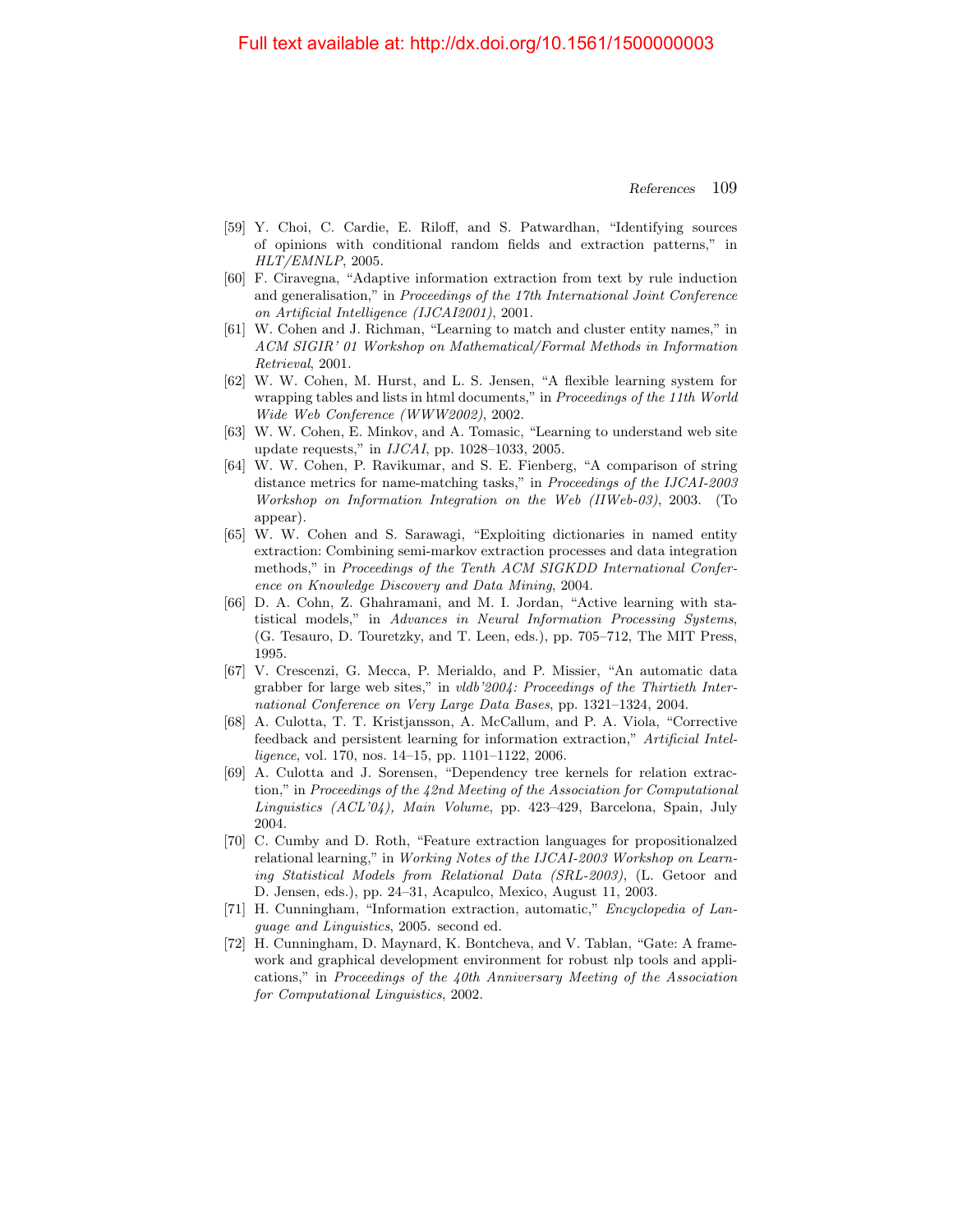[59] Y. Choi, C. Cardie, E. Riloff, and S. Patwardhan, "Identifying sources of opinions with conditional random fields and extraction patterns," in *HLT/EMNLP*, 2005.

[60] F. Ciravegna, "Adaptive information extraction from text by rule induction and generalisation," in *Proceedings of the 17th International Joint Conference on Artificial Intelligence (IJCAI2001)*, 2001.

[61] W. Cohen and J. Richman, "Learning to match and cluster entity names," in *ACM SIGIR' 01 Workshop on Mathematical/Formal Methods in Information Retrieval*, 2001.

[62] W. W. Cohen, M. Hurst, and L. S. Jensen, "A flexible learning system for wrapping tables and lists in html documents," in *Proceedings of the 11th World Wide Web Conference (WWW2002)*, 2002.

[63] W. W. Cohen, E. Minkov, and A. Tomasic, "Learning to understand web site update requests," in *IJCAI*, pp. 1028–1033, 2005.

[64] W. W. Cohen, P. Ravikumar, and S. E. Fienberg, "A comparison of string distance metrics for name-matching tasks," in *Proceedings of the IJCAI-2003 Workshop on Information Integration on the Web (IIWeb-03)*, 2003. (To appear).

[65] W. W. Cohen and S. Sarawagi, "Exploiting dictionaries in named entity extraction: Combining semi-markov extraction processes and data integration methods," in *Proceedings of the Tenth ACM SIGKDD International Conference on Knowledge Discovery and Data Mining*, 2004.

[66] D. A. Cohn, Z. Ghahramani, and M. I. Jordan, "Active learning with statistical models," in *Advances in Neural Information Processing Systems*, (G. Tesauro, D. Touretzky, and T. Leen, eds.), pp. 705–712, The MIT Press, 1995.

[67] V. Crescenzi, G. Mecca, P. Merialdo, and P. Missier, "An automatic data grabber for large web sites," in *vldb'2004: Proceedings of the Thirtieth International Conference on Very Large Data Bases*, pp. 1321–1324, 2004.

[68] A. Culotta, T. T. Kristjansson, A. McCallum, and P. A. Viola, "Corrective feedback and persistent learning for information extraction," *Artificial Intelligence*, vol. 170, nos. 14–15, pp. 1101–1122, 2006.

[69] A. Culotta and J. Sorensen, "Dependency tree kernels for relation extraction," in *Proceedings of the 42nd Meeting of the Association for Computational Linguistics (ACL'04), Main Volume*, pp. 423–429, Barcelona, Spain, July 2004.

[70] C. Cumby and D. Roth, "Feature extraction languages for propositionalzed relational learning," in *Working Notes of the IJCAI-2003 Workshop on Learning Statistical Models from Relational Data (SRL-2003)*, (L. Getoor and D. Jensen, eds.), pp. 24–31, Acapulco, Mexico, August 11, 2003.

[71] H. Cunningham, "Information extraction, automatic," *Encyclopedia of Language and Linguistics*, 2005. second ed.

[72] H. Cunningham, D. Maynard, K. Bontcheva, and V. Tablan, "Gate: A framework and graphical development environment for robust nlp tools and applications," in *Proceedings of the 40th Anniversary Meeting of the Association for Computational Linguistics*, 2002.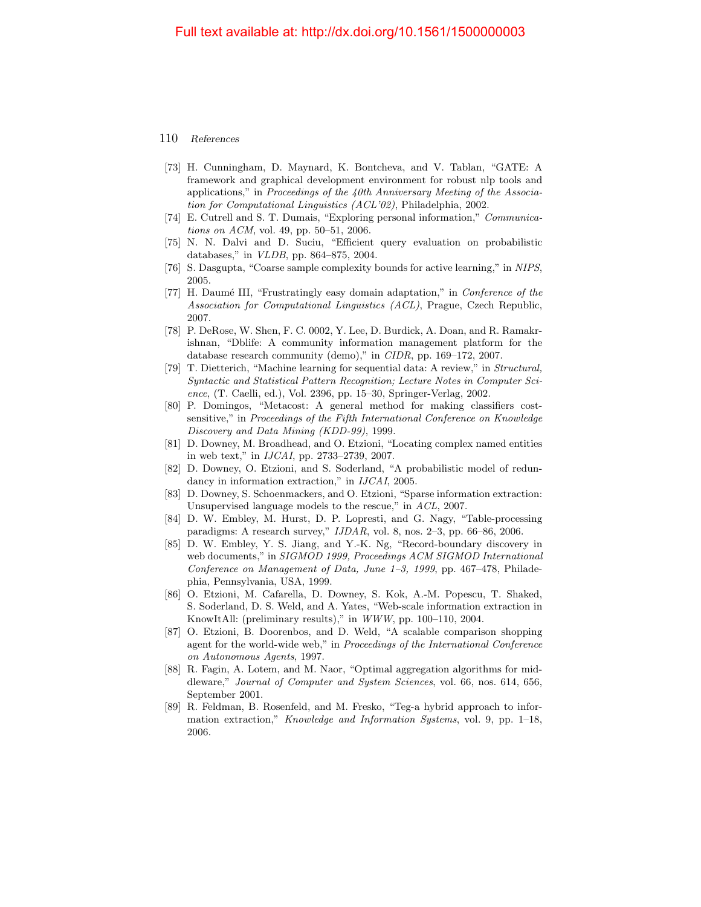- [73] H. Cunningham, D. Maynard, K. Bontcheva, and V. Tablan, "GATE: A framework and graphical development environment for robust nlp tools and applications," in *Proceedings of the 40th Anniversary Meeting of the Association for Computational Linguistics (ACL'02)*, Philadelphia, 2002.
- [74] E. Cutrell and S. T. Dumais, "Exploring personal information," *Communications on ACM*, vol. 49, pp. 50–51, 2006.
- [75] N. N. Dalvi and D. Suciu, "Efficient query evaluation on probabilistic databases," in *VLDB*, pp. 864–875, 2004.
- [76] S. Dasgupta, "Coarse sample complexity bounds for active learning," in *NIPS*, 2005.
- [77] H. Daumé III, "Frustratingly easy domain adaptation," in *Conference of the Association for Computational Linguistics (ACL)*, Prague, Czech Republic, 2007.
- [78] P. DeRose, W. Shen, F. C. 0002, Y. Lee, D. Burdick, A. Doan, and R. Ramakrishnan, "Dblife: A community information management platform for the database research community (demo)," in *CIDR*, pp. 169–172, 2007.
- [79] T. Dietterich, "Machine learning for sequential data: A review," in *Structural, Syntactic and Statistical Pattern Recognition; Lecture Notes in Computer Science*, (T. Caelli, ed.), Vol. 2396, pp. 15–30, Springer-Verlag, 2002.
- [80] P. Domingos, "Metacost: A general method for making classifiers cost-sensitive," in *Proceedings of the Fifth International Conference on Knowledge Discovery and Data Mining (KDD-99)*, 1999.
- [81] D. Downey, M. Broadhead, and O. Etzioni, "Locating complex named entities in web text," in *IJCAI*, pp. 2733–2739, 2007.
- [82] D. Downey, O. Etzioni, and S. Soderland, "A probabilistic model of redundancy in information extraction," in *IJCAI*, 2005.
- [83] D. Downey, S. Schoenmackers, and O. Etzioni, "Sparse information extraction: Unsupervised language models to the rescue," in *ACL*, 2007.
- [84] D. W. Embley, M. Hurst, D. P. Lopresti, and G. Nagy, "Table-processing paradigms: A research survey," *IJDAR*, vol. 8, nos. 2–3, pp. 66–86, 2006.
- [85] D. W. Embley, Y. S. Jiang, and Y.-K. Ng, "Record-boundary discovery in web documents," in *SIGMOD 1999, Proceedings ACM SIGMOD International Conference on Management of Data, June 1–3, 1999*, pp. 467–478, Philadephia, Pennsylvania, USA, 1999.
- [86] O. Etzioni, M. Cafarella, D. Downey, S. Kok, A.-M. Popescu, T. Shaked, S. Soderland, D. S. Weld, and A. Yates, "Web-scale information extraction in KnowItAll: (preliminary results)," in *WWW*, pp. 100–110, 2004.
- [87] O. Etzioni, B. Doorenbos, and D. Weld, "A scalable comparison shopping agent for the world-wide web," in *Proceedings of the International Conference on Autonomous Agents*, 1997.
- [88] R. Fagin, A. Lotem, and M. Naor, "Optimal aggregation algorithms for middleware," *Journal of Computer and System Sciences*, vol. 66, nos. 614, 656, September 2001.
- [89] R. Feldman, B. Rosenfeld, and M. Fresko, "Teg-a hybrid approach to information extraction," *Knowledge and Information Systems*, vol. 9, pp. 1–18, 2006.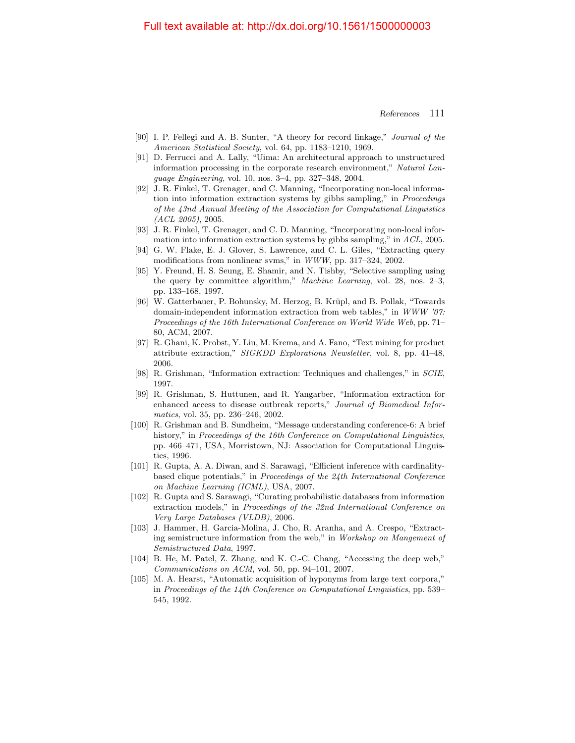[90] I. P. Fellegi and A. B. Sunter, "A theory for record linkage," *Journal of the American Statistical Society*, vol. 64, pp. 1183–1210, 1969.

[91] D. Ferrucci and A. Lally, "Uima: An architectural approach to unstructured information processing in the corporate research environment," *Natural Language Engineering*, vol. 10, nos. 3–4, pp. 327–348, 2004.

[92] J. R. Finkel, T. Grenager, and C. Manning, "Incorporating non-local information into information extraction systems by gibbs sampling," in *Proceedings of the 43nd Annual Meeting of the Association for Computational Linguistics (ACL 2005)*, 2005.

[93] J. R. Finkel, T. Grenager, and C. D. Manning, "Incorporating non-local information into information extraction systems by gibbs sampling," in *ACL*, 2005.

[94] G. W. Flake, E. J. Glover, S. Lawrence, and C. L. Giles, "Extracting query modifications from nonlinear svms," in *WWW*, pp. 317–324, 2002.

[95] Y. Freund, H. S. Seung, E. Shamir, and N. Tishby, "Selective sampling using the query by committee algorithm," *Machine Learning*, vol. 28, nos. 2–3, pp. 133–168, 1997.

[96] W. Gatterbauer, P. Bohunsky, M. Herzog, B. Krüpl, and B. Pollak, "Towards domain-independent information extraction from web tables," in *WWW '07: Proceedings of the 16th International Conference on World Wide Web*, pp. 71–80, ACM, 2007.

[97] R. Ghani, K. Probst, Y. Liu, M. Krema, and A. Fano, "Text mining for product attribute extraction," *SIGKDD Explorations Newsletter*, vol. 8, pp. 41–48, 2006.

[98] R. Grishman, "Information extraction: Techniques and challenges," in *SCIE*, 1997.

[99] R. Grishman, S. Huttunen, and R. Yangarber, "Information extraction for enhanced access to disease outbreak reports," *Journal of Biomedical Informatics*, vol. 35, pp. 236–246, 2002.

[100] R. Grishman and B. Sundheim, "Message understanding conference-6: A brief history," in *Proceedings of the 16th Conference on Computational Linguistics*, pp. 466–471, USA, Morristown, NJ: Association for Computational Linguistics, 1996.

[101] R. Gupta, A. A. Diwan, and S. Sarawagi, "Efficient inference with cardinality-based clique potentials," in *Proceedings of the 24th International Conference on Machine Learning (ICML)*, USA, 2007.

[102] R. Gupta and S. Sarawagi, "Curating probabilistic databases from information extraction models," in *Proceedings of the 32nd International Conference on Very Large Databases (VLDB)*, 2006.

[103] J. Hammer, H. Garcia-Molina, J. Cho, R. Aranha, and A. Crespo, "Extracting semistructure information from the web," in *Workshop on Mangement of Semistructured Data*, 1997.

[104] B. He, M. Patel, Z. Zhang, and K. C.-C. Chang, "Accessing the deep web," *Communications on ACM*, vol. 50, pp. 94–101, 2007.

[105] M. A. Hearst, "Automatic acquisition of hyponyms from large text corpora," in *Proceedings of the 14th Conference on Computational Linguistics*, pp. 539–545, 1992.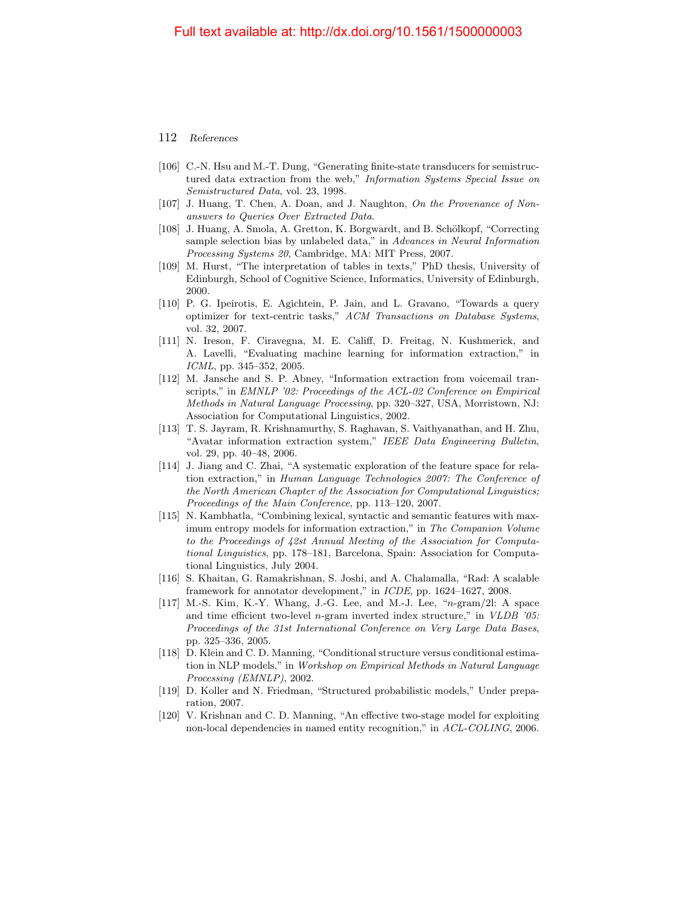[106] C.-N. Hsu and M.-T. Dung, "Generating finite-state transducers for semistructured data extraction from the web," *Information Systems Special Issue on Semistructured Data*, vol. 23, 1998.

[107] J. Huang, T. Chen, A. Doan, and J. Naughton, *On the Provenance of Non-answers to Queries Over Extracted Data*.

[108] J. Huang, A. Smola, A. Gretton, K. Borgwardt, and B. Schölkopf, "Correcting sample selection bias by unlabeled data," in *Advances in Neural Information Processing Systems 20*, Cambridge, MA: MIT Press, 2007.

[109] M. Hurst, "The interpretation of tables in texts," PhD thesis, University of Edinburgh, School of Cognitive Science, Informatics, University of Edinburgh, 2000.

[110] P. G. Ipeirotis, E. Agichtein, P. Jain, and L. Gravano, "Towards a query optimizer for text-centric tasks," *ACM Transactions on Database Systems*, vol. 32, 2007.

[111] N. Ireson, F. Ciravegna, M. E. Califf, D. Freitag, N. Kushmerick, and A. Lavelli, "Evaluating machine learning for information extraction," in *ICML*, pp. 345–352, 2005.

[112] M. Jansche and S. P. Abney, "Information extraction from voicemail transcripts," in *EMNLP '02: Proceedings of the ACL-02 Conference on Empirical Methods in Natural Language Processing*, pp. 320–327, USA, Morristown, NJ: Association for Computational Linguistics, 2002.

[113] T. S. Jayram, R. Krishnamurthy, S. Raghavan, S. Vaithyanathan, and H. Zhu, "Avatar information extraction system," *IEEE Data Engineering Bulletin*, vol. 29, pp. 40–48, 2006.

[114] J. Jiang and C. Zhai, "A systematic exploration of the feature space for relation extraction," in *Human Language Technologies 2007: The Conference of the North American Chapter of the Association for Computational Linguistics; Proceedings of the Main Conference*, pp. 113–120, 2007.

[115] N. Kambhatla, "Combining lexical, syntactic and semantic features with maximum entropy models for information extraction," in *The Companion Volume to the Proceedings of 42st Annual Meeting of the Association for Computational Linguistics*, pp. 178–181, Barcelona, Spain: Association for Computational Linguistics, July 2004.

[116] S. Khaitan, G. Ramakrishnan, S. Joshi, and A. Chalamalla, "Rad: A scalable framework for annotator development," in *ICDE*, pp. 1624–1627, 2008.

[117] M.-S. Kim, K.-Y. Whang, J.-G. Lee, and M.-J. Lee, "$n$-gram/2l: A space and time efficient two-level $n$-gram inverted index structure," in *VLDB '05: Proceedings of the 31st International Conference on Very Large Data Bases*, pp. 325–336, 2005.

[118] D. Klein and C. D. Manning, "Conditional structure versus conditional estimation in NLP models," in *Workshop on Empirical Methods in Natural Language Processing (EMNLP)*, 2002.

[119] D. Koller and N. Friedman, "Structured probabilistic models," Under preparation, 2007.

[120] V. Krishnan and C. D. Manning, "An effective two-stage model for exploiting non-local dependencies in named entity recognition," in *ACL-COLING*, 2006.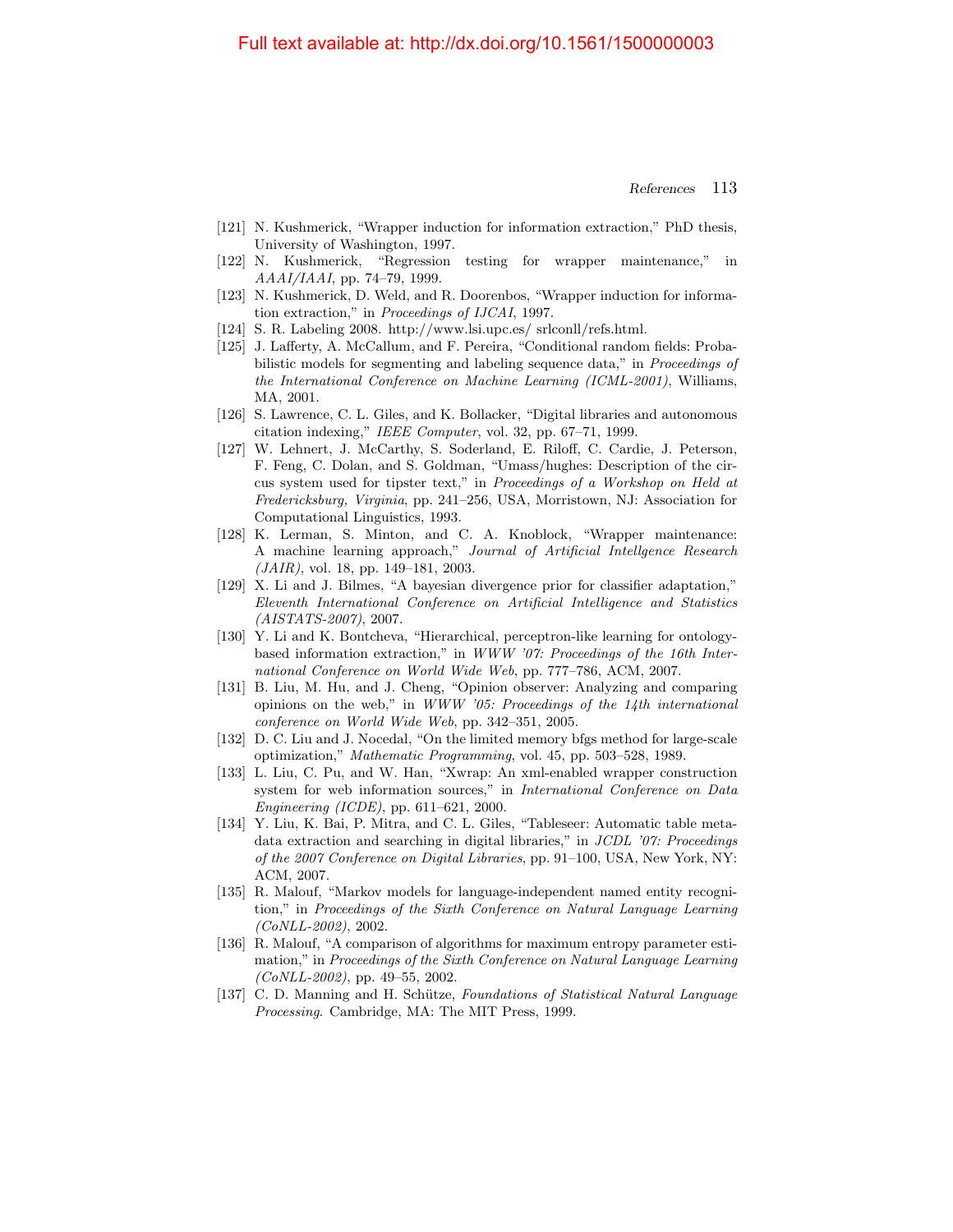[121] N. Kushmerick, "Wrapper induction for information extraction," PhD thesis, University of Washington, 1997.

[122] N. Kushmerick, "Regression testing for wrapper maintenance," in *AAAI/IAAI*, pp. 74–79, 1999.

[123] N. Kushmerick, D. Weld, and R. Doorenbos, "Wrapper induction for information extraction," in *Proceedings of IJCAI*, 1997.

[124] S. R. Labeling 2008. http://www.lsi.upc.es/ srlconll/refs.html.

[125] J. Lafferty, A. McCallum, and F. Pereira, "Conditional random fields: Probabilistic models for segmenting and labeling sequence data," in *Proceedings of the International Conference on Machine Learning (ICML-2001)*, Williams, MA, 2001.

[126] S. Lawrence, C. L. Giles, and K. Bollacker, "Digital libraries and autonomous citation indexing," *IEEE Computer*, vol. 32, pp. 67–71, 1999.

[127] W. Lehnert, J. McCarthy, S. Soderland, E. Riloff, C. Cardie, J. Peterson, F. Feng, C. Dolan, and S. Goldman, "Umass/hughes: Description of the circus system used for tipster text," in *Proceedings of a Workshop on Held at Fredericksburg, Virginia*, pp. 241–256, USA, Morristown, NJ: Association for Computational Linguistics, 1993.

[128] K. Lerman, S. Minton, and C. A. Knoblock, "Wrapper maintenance: A machine learning approach," *Journal of Artificial Intellgence Research (JAIR)*, vol. 18, pp. 149–181, 2003.

[129] X. Li and J. Bilmes, "A bayesian divergence prior for classifier adaptation," *Eleventh International Conference on Artificial Intelligence and Statistics (AISTATS-2007)*, 2007.

[130] Y. Li and K. Bontcheva, "Hierarchical, perceptron-like learning for ontology-based information extraction," in *WWW '07: Proceedings of the 16th International Conference on World Wide Web*, pp. 777–786, ACM, 2007.

[131] B. Liu, M. Hu, and J. Cheng, "Opinion observer: Analyzing and comparing opinions on the web," in *WWW '05: Proceedings of the 14th international conference on World Wide Web*, pp. 342–351, 2005.

[132] D. C. Liu and J. Nocedal, "On the limited memory bfgs method for large-scale optimization," *Mathematic Programming*, vol. 45, pp. 503–528, 1989.

[133] L. Liu, C. Pu, and W. Han, "Xwrap: An xml-enabled wrapper construction system for web information sources," in *International Conference on Data Engineering (ICDE)*, pp. 611–621, 2000.

[134] Y. Liu, K. Bai, P. Mitra, and C. L. Giles, "Tableseer: Automatic table metadata extraction and searching in digital libraries," in *JCDL '07: Proceedings of the 2007 Conference on Digital Libraries*, pp. 91–100, USA, New York, NY: ACM, 2007.

[135] R. Malouf, "Markov models for language-independent named entity recognition," in *Proceedings of the Sixth Conference on Natural Language Learning (CoNLL-2002)*, 2002.

[136] R. Malouf, "A comparison of algorithms for maximum entropy parameter estimation," in *Proceedings of the Sixth Conference on Natural Language Learning (CoNLL-2002)*, pp. 49–55, 2002.

[137] C. D. Manning and H. Schütze, *Foundations of Statistical Natural Language Processing*. Cambridge, MA: The MIT Press, 1999.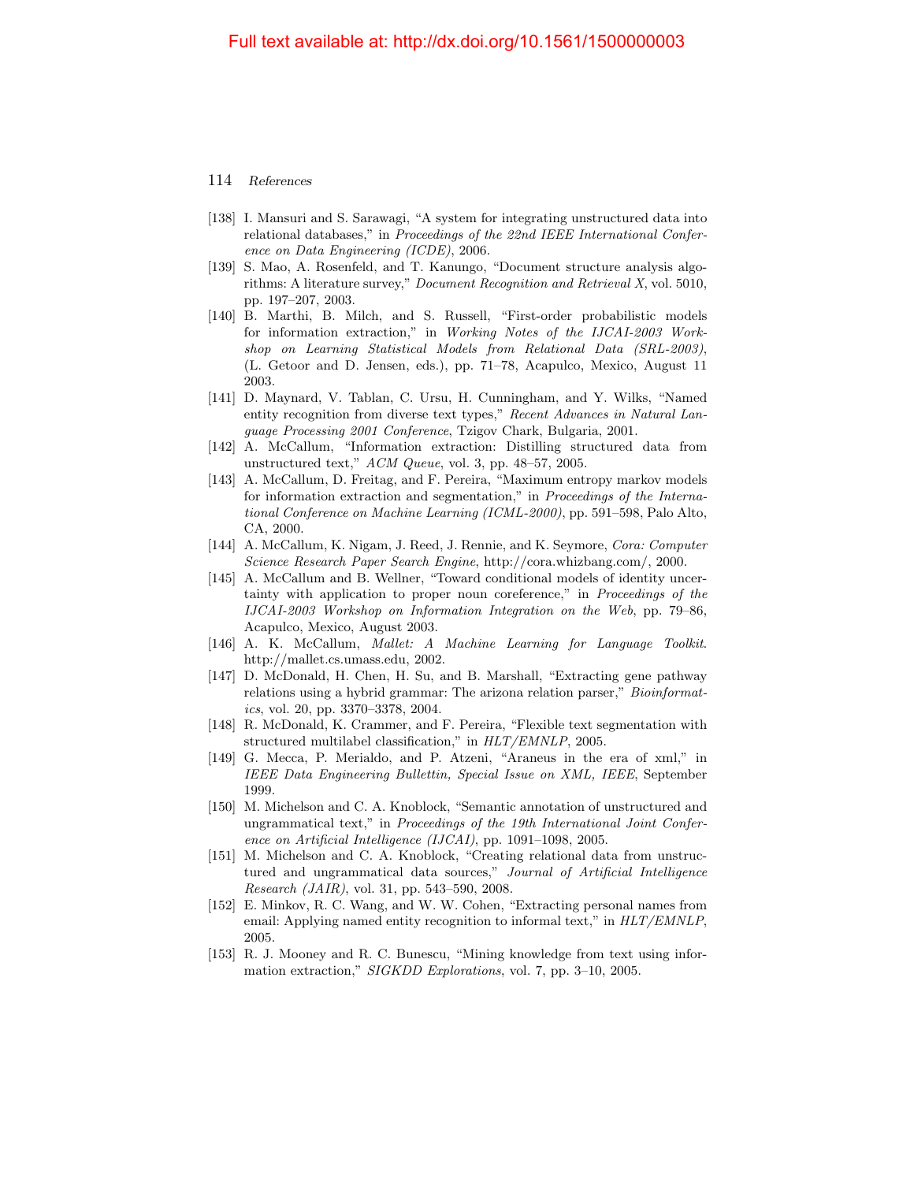[138] I. Mansuri and S. Sarawagi, "A system for integrating unstructured data into relational databases," in *Proceedings of the 22nd IEEE International Conference on Data Engineering (ICDE)*, 2006.

[139] S. Mao, A. Rosenfeld, and T. Kanungo, "Document structure analysis algorithms: A literature survey," *Document Recognition and Retrieval X*, vol. 5010, pp. 197–207, 2003.

[140] B. Marthi, B. Milch, and S. Russell, "First-order probabilistic models for information extraction," in *Working Notes of the IJCAI-2003 Workshop on Learning Statistical Models from Relational Data (SRL-2003)*, (L. Getoor and D. Jensen, eds.), pp. 71–78, Acapulco, Mexico, August 11 2003.

[141] D. Maynard, V. Tablan, C. Ursu, H. Cunningham, and Y. Wilks, "Named entity recognition from diverse text types," *Recent Advances in Natural Language Processing 2001 Conference*, Tzigov Chark, Bulgaria, 2001.

[142] A. McCallum, "Information extraction: Distilling structured data from unstructured text," *ACM Queue*, vol. 3, pp. 48–57, 2005.

[143] A. McCallum, D. Freitag, and F. Pereira, "Maximum entropy markov models for information extraction and segmentation," in *Proceedings of the International Conference on Machine Learning (ICML-2000)*, pp. 591–598, Palo Alto, CA, 2000.

[144] A. McCallum, K. Nigam, J. Reed, J. Rennie, and K. Seymore, *Cora: Computer Science Research Paper Search Engine*, http://cora.whizbang.com/, 2000.

[145] A. McCallum and B. Wellner, "Toward conditional models of identity uncertainty with application to proper noun coreference," in *Proceedings of the IJCAI-2003 Workshop on Information Integration on the Web*, pp. 79–86, Acapulco, Mexico, August 2003.

[146] A. K. McCallum, *Mallet: A Machine Learning for Language Toolkit*. http://mallet.cs.umass.edu, 2002.

[147] D. McDonald, H. Chen, H. Su, and B. Marshall, "Extracting gene pathway relations using a hybrid grammar: The arizona relation parser," *Bioinformatics*, vol. 20, pp. 3370–3378, 2004.

[148] R. McDonald, K. Crammer, and F. Pereira, "Flexible text segmentation with structured multilabel classification," in *HLT/EMNLP*, 2005.

[149] G. Mecca, P. Merialdo, and P. Atzeni, "Araneus in the era of xml," in *IEEE Data Engineering Bullettin, Special Issue on XML, IEEE*, September 1999.

[150] M. Michelson and C. A. Knoblock, "Semantic annotation of unstructured and ungrammatical text," in *Proceedings of the 19th International Joint Conference on Artificial Intelligence (IJCAI)*, pp. 1091–1098, 2005.

[151] M. Michelson and C. A. Knoblock, "Creating relational data from unstructured and ungrammatical data sources," *Journal of Artificial Intelligence Research (JAIR)*, vol. 31, pp. 543–590, 2008.

[152] E. Minkov, R. C. Wang, and W. W. Cohen, "Extracting personal names from email: Applying named entity recognition to informal text," in *HLT/EMNLP*, 2005.

[153] R. J. Mooney and R. C. Bunescu, "Mining knowledge from text using information extraction," *SIGKDD Explorations*, vol. 7, pp. 3–10, 2005.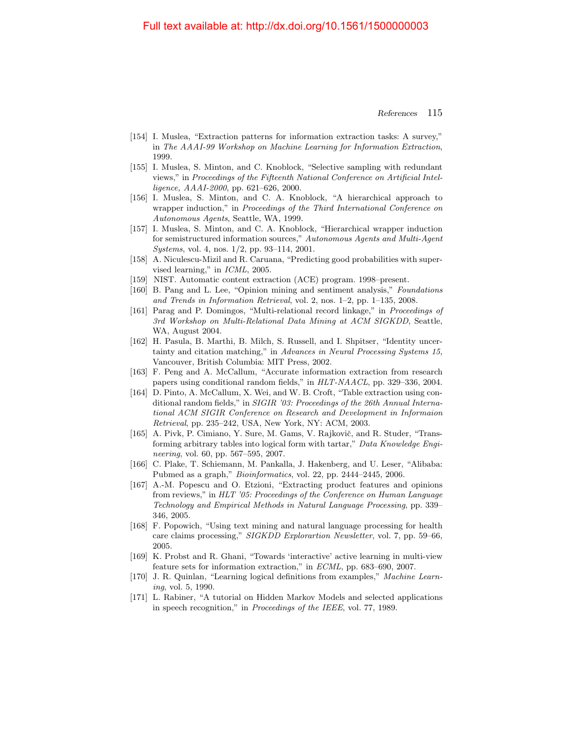[154] I. Muslea, "Extraction patterns for information extraction tasks: A survey," in *The AAAI-99 Workshop on Machine Learning for Information Extraction*, 1999.

[155] I. Muslea, S. Minton, and C. Knoblock, "Selective sampling with redundant views," in *Proceedings of the Fifteenth National Conference on Artificial Intelligence, AAAI-2000*, pp. 621–626, 2000.

[156] I. Muslea, S. Minton, and C. A. Knoblock, "A hierarchical approach to wrapper induction," in *Proceedings of the Third International Conference on Autonomous Agents*, Seattle, WA, 1999.

[157] I. Muslea, S. Minton, and C. A. Knoblock, "Hierarchical wrapper induction for semistructured information sources," *Autonomous Agents and Multi-Agent Systems*, vol. 4, nos. 1/2, pp. 93–114, 2001.

[158] A. Niculescu-Mizil and R. Caruana, "Predicting good probabilities with supervised learning," in *ICML*, 2005.

[159] NIST. Automatic content extraction (ACE) program. 1998–present.

[160] B. Pang and L. Lee, "Opinion mining and sentiment analysis," *Foundations and Trends in Information Retrieval*, vol. 2, nos. 1–2, pp. 1–135, 2008.

[161] Parag and P. Domingos, "Multi-relational record linkage," in *Proceedings of 3rd Workshop on Multi-Relational Data Mining at ACM SIGKDD*, Seattle, WA, August 2004.

[162] H. Pasula, B. Marthi, B. Milch, S. Russell, and I. Shpitser, "Identity uncertainty and citation matching," in *Advances in Neural Processing Systems 15*, Vancouver, British Columbia: MIT Press, 2002.

[163] F. Peng and A. McCallum, "Accurate information extraction from research papers using conditional random fields," in *HLT-NAACL*, pp. 329–336, 2004.

[164] D. Pinto, A. McCallum, X. Wei, and W. B. Croft, "Table extraction using conditional random fields," in *SIGIR '03: Proceedings of the 26th Annual International ACM SIGIR Conference on Research and Development in Informaion Retrieval*, pp. 235–242, USA, New York, NY: ACM, 2003.

[165] A. Pivk, P. Cimiano, Y. Sure, M. Gams, V. Rajkovič, and R. Studer, "Transforming arbitrary tables into logical form with tartar," *Data Knowledge Engineering*, vol. 60, pp. 567–595, 2007.

[166] C. Plake, T. Schiemann, M. Pankalla, J. Hakenberg, and U. Leser, "Alibaba: Pubmed as a graph," *Bioinformatics*, vol. 22, pp. 2444–2445, 2006.

[167] A.-M. Popescu and O. Etzioni, "Extracting product features and opinions from reviews," in *HLT '05: Proceedings of the Conference on Human Language Technology and Empirical Methods in Natural Language Processing*, pp. 339–346, 2005.

[168] F. Popowich, "Using text mining and natural language processing for health care claims processing," *SIGKDD Explorartion Newsletter*, vol. 7, pp. 59–66, 2005.

[169] K. Probst and R. Ghani, "Towards 'interactive' active learning in multi-view feature sets for information extraction," in *ECML*, pp. 683–690, 2007.

[170] J. R. Quinlan, "Learning logical definitions from examples," *Machine Learning*, vol. 5, 1990.

[171] L. Rabiner, "A tutorial on Hidden Markov Models and selected applications in speech recognition," in *Proceedings of the IEEE*, vol. 77, 1989.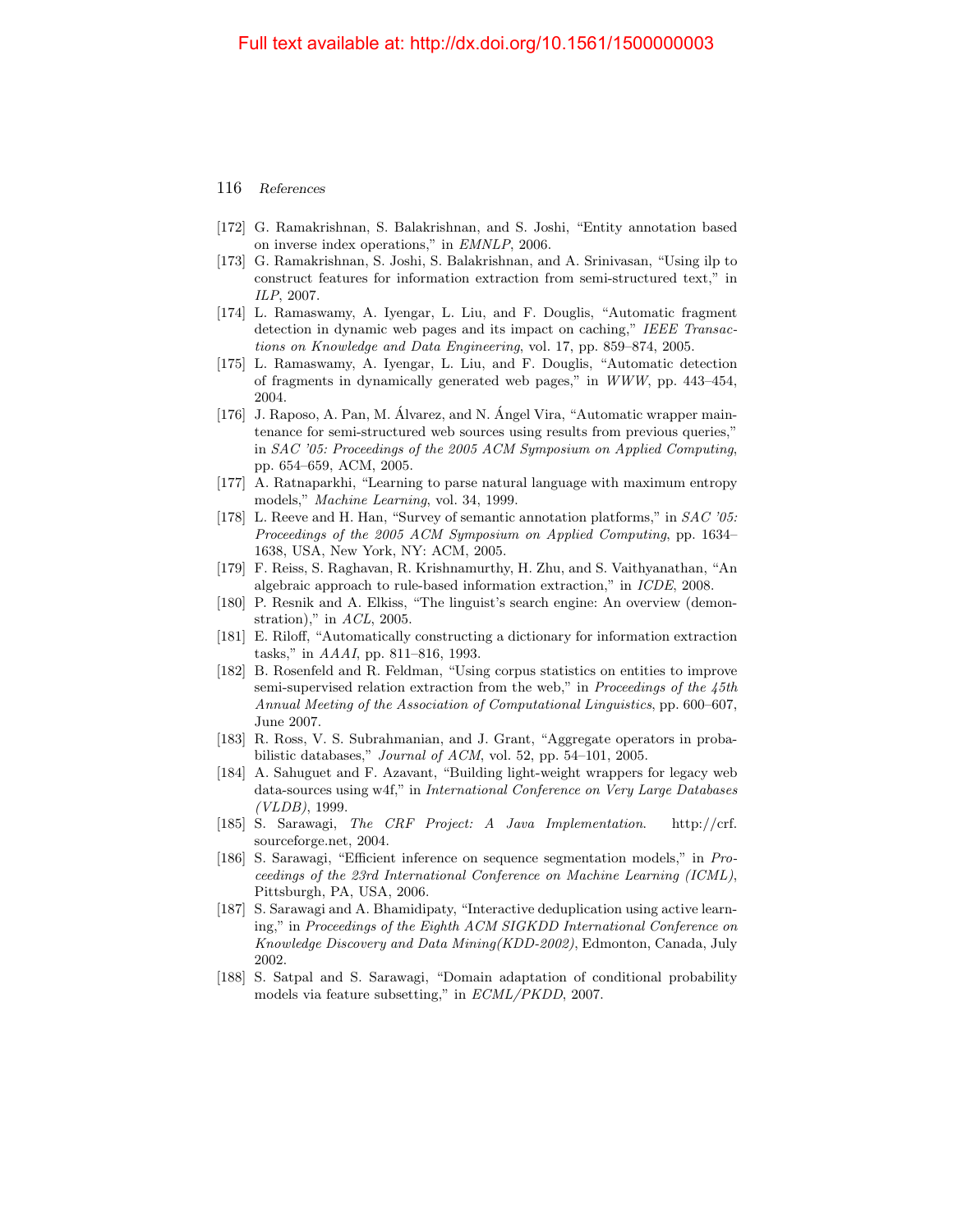[172] G. Ramakrishnan, S. Balakrishnan, and S. Joshi, "Entity annotation based on inverse index operations," in *EMNLP*, 2006.

[173] G. Ramakrishnan, S. Joshi, S. Balakrishnan, and A. Srinivasan, "Using ilp to construct features for information extraction from semi-structured text," in *ILP*, 2007.

[174] L. Ramaswamy, A. Iyengar, L. Liu, and F. Douglis, "Automatic fragment detection in dynamic web pages and its impact on caching," *IEEE Transactions on Knowledge and Data Engineering*, vol. 17, pp. 859–874, 2005.

[175] L. Ramaswamy, A. Iyengar, L. Liu, and F. Douglis, "Automatic detection of fragments in dynamically generated web pages," in *WWW*, pp. 443–454, 2004.

[176] J. Raposo, A. Pan, M. Álvarez, and N. Ángel Vira, "Automatic wrapper maintenance for semi-structured web sources using results from previous queries," in *SAC '05: Proceedings of the 2005 ACM Symposium on Applied Computing*, pp. 654–659, ACM, 2005.

[177] A. Ratnaparkhi, "Learning to parse natural language with maximum entropy models," *Machine Learning*, vol. 34, 1999.

[178] L. Reeve and H. Han, "Survey of semantic annotation platforms," in *SAC '05: Proceedings of the 2005 ACM Symposium on Applied Computing*, pp. 1634–1638, USA, New York, NY: ACM, 2005.

[179] F. Reiss, S. Raghavan, R. Krishnamurthy, H. Zhu, and S. Vaithyanathan, "An algebraic approach to rule-based information extraction," in *ICDE*, 2008.

[180] P. Resnik and A. Elkiss, "The linguist's search engine: An overview (demonstration)," in *ACL*, 2005.

[181] E. Riloff, "Automatically constructing a dictionary for information extraction tasks," in *AAAI*, pp. 811–816, 1993.

[182] B. Rosenfeld and R. Feldman, "Using corpus statistics on entities to improve semi-supervised relation extraction from the web," in *Proceedings of the 45th Annual Meeting of the Association of Computational Linguistics*, pp. 600–607, June 2007.

[183] R. Ross, V. S. Subrahmanian, and J. Grant, "Aggregate operators in probabilistic databases," *Journal of ACM*, vol. 52, pp. 54–101, 2005.

[184] A. Sahuguet and F. Azavant, "Building light-weight wrappers for legacy web data-sources using w4f," in *International Conference on Very Large Databases (VLDB)*, 1999.

[185] S. Sarawagi, *The CRF Project: A Java Implementation*. http://crf.sourceforge.net, 2004.

[186] S. Sarawagi, "Efficient inference on sequence segmentation models," in *Proceedings of the 23rd International Conference on Machine Learning (ICML)*, Pittsburgh, PA, USA, 2006.

[187] S. Sarawagi and A. Bhamidipaty, "Interactive deduplication using active learning," in *Proceedings of the Eighth ACM SIGKDD International Conference on Knowledge Discovery and Data Mining(KDD-2002)*, Edmonton, Canada, July 2002.

[188] S. Satpal and S. Sarawagi, "Domain adaptation of conditional probability models via feature subsetting," in *ECML/PKDD*, 2007.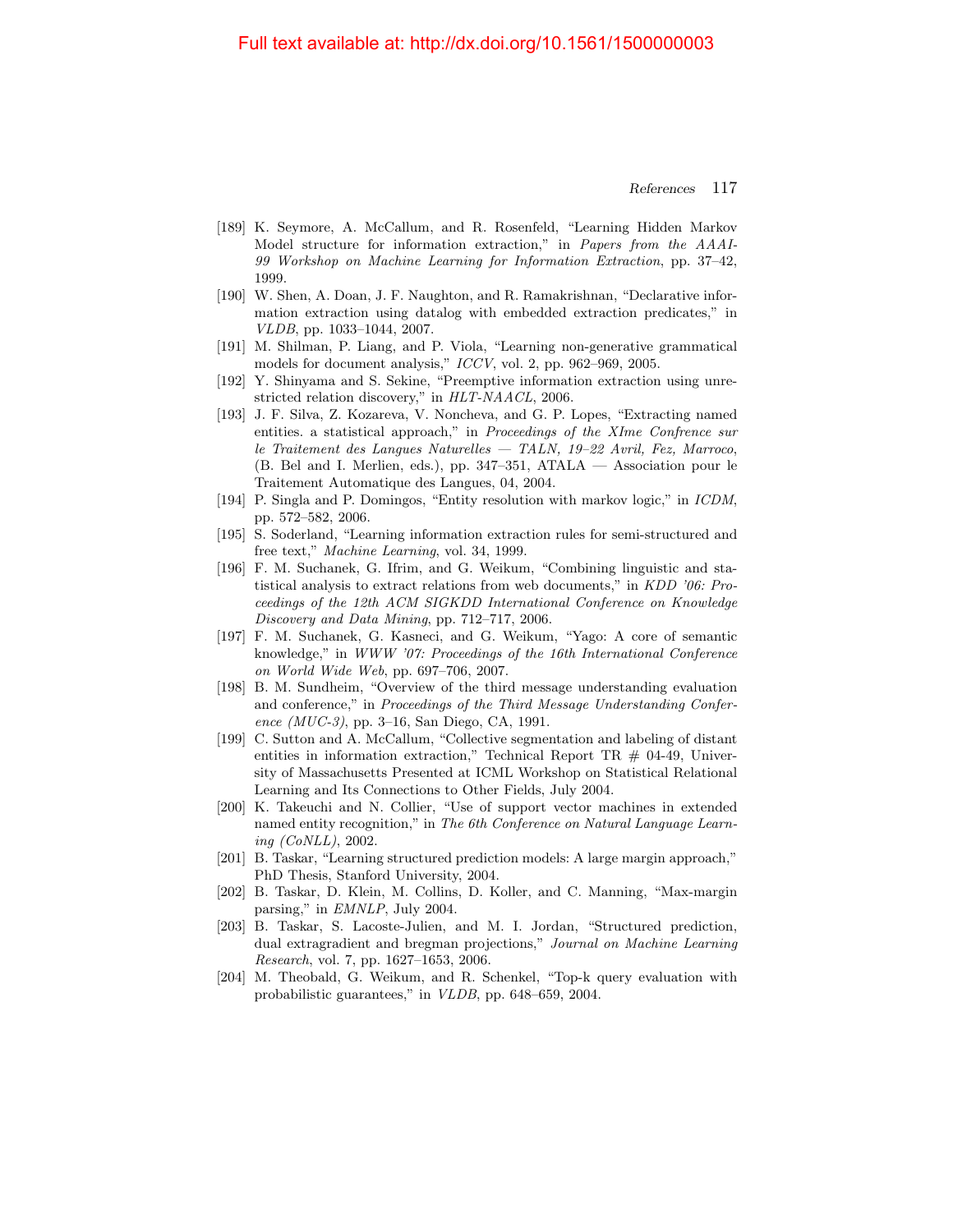[189] K. Seymore, A. McCallum, and R. Rosenfeld, "Learning Hidden Markov Model structure for information extraction," in *Papers from the AAAI-99 Workshop on Machine Learning for Information Extraction*, pp. 37–42, 1999.

[190] W. Shen, A. Doan, J. F. Naughton, and R. Ramakrishnan, "Declarative information extraction using datalog with embedded extraction predicates," in *VLDB*, pp. 1033–1044, 2007.

[191] M. Shilman, P. Liang, and P. Viola, "Learning non-generative grammatical models for document analysis," *ICCV*, vol. 2, pp. 962–969, 2005.

[192] Y. Shinyama and S. Sekine, "Preemptive information extraction using unrestricted relation discovery," in *HLT-NAACL*, 2006.

[193] J. F. Silva, Z. Kozareva, V. Noncheva, and G. P. Lopes, "Extracting named entities. a statistical approach," in *Proceedings of the XIme Confrence sur le Traitement des Langues Naturelles — TALN, 19–22 Avril, Fez, Marroco*, (B. Bel and I. Merlien, eds.), pp. 347–351, ATALA — Association pour le Traitement Automatique des Langues, 04, 2004.

[194] P. Singla and P. Domingos, "Entity resolution with markov logic," in *ICDM*, pp. 572–582, 2006.

[195] S. Soderland, "Learning information extraction rules for semi-structured and free text," *Machine Learning*, vol. 34, 1999.

[196] F. M. Suchanek, G. Ifrim, and G. Weikum, "Combining linguistic and statistical analysis to extract relations from web documents," in *KDD '06: Proceedings of the 12th ACM SIGKDD International Conference on Knowledge Discovery and Data Mining*, pp. 712–717, 2006.

[197] F. M. Suchanek, G. Kasneci, and G. Weikum, "Yago: A core of semantic knowledge," in *WWW '07: Proceedings of the 16th International Conference on World Wide Web*, pp. 697–706, 2007.

[198] B. M. Sundheim, "Overview of the third message understanding evaluation and conference," in *Proceedings of the Third Message Understanding Conference (MUC-3)*, pp. 3–16, San Diego, CA, 1991.

[199] C. Sutton and A. McCallum, "Collective segmentation and labeling of distant entities in information extraction," Technical Report TR # 04-49, University of Massachusetts Presented at ICML Workshop on Statistical Relational Learning and Its Connections to Other Fields, July 2004.

[200] K. Takeuchi and N. Collier, "Use of support vector machines in extended named entity recognition," in *The 6th Conference on Natural Language Learning (CoNLL)*, 2002.

[201] B. Taskar, "Learning structured prediction models: A large margin approach," PhD Thesis, Stanford University, 2004.

[202] B. Taskar, D. Klein, M. Collins, D. Koller, and C. Manning, "Max-margin parsing," in *EMNLP*, July 2004.

[203] B. Taskar, S. Lacoste-Julien, and M. I. Jordan, "Structured prediction, dual extragradient and bregman projections," *Journal on Machine Learning Research*, vol. 7, pp. 1627–1653, 2006.

[204] M. Theobald, G. Weikum, and R. Schenkel, "Top-k query evaluation with probabilistic guarantees," in *VLDB*, pp. 648–659, 2004.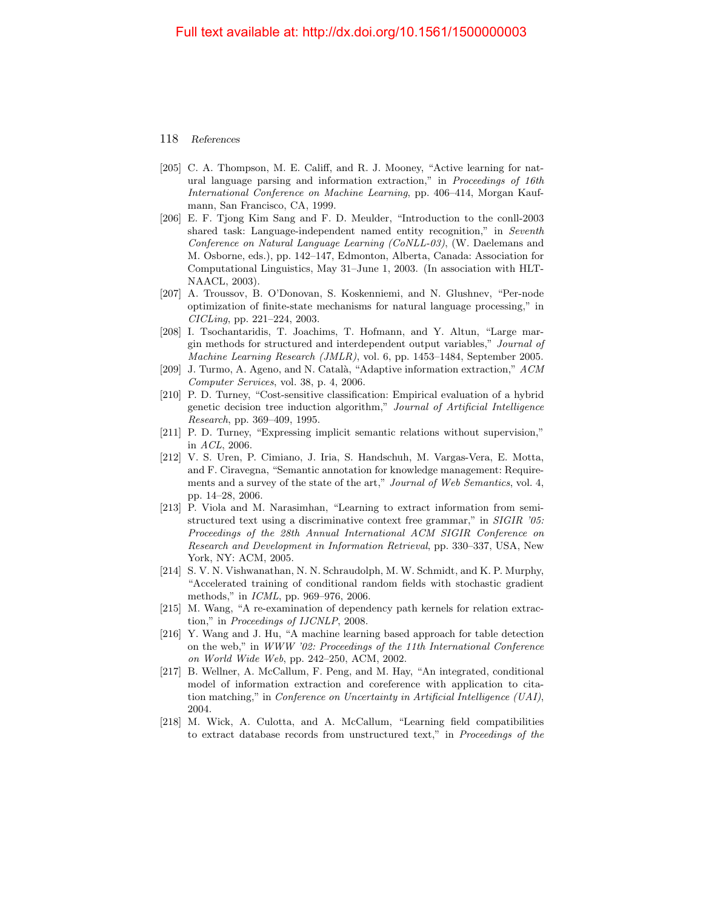[205] C. A. Thompson, M. E. Califf, and R. J. Mooney, "Active learning for natural language parsing and information extraction," in *Proceedings of 16th International Conference on Machine Learning*, pp. 406–414, Morgan Kaufmann, San Francisco, CA, 1999.

[206] E. F. Tjong Kim Sang and F. D. Meulder, "Introduction to the conll-2003 shared task: Language-independent named entity recognition," in *Seventh Conference on Natural Language Learning (CoNLL-03)*, (W. Daelemans and M. Osborne, eds.), pp. 142–147, Edmonton, Alberta, Canada: Association for Computational Linguistics, May 31–June 1, 2003. (In association with HLT-NAACL, 2003).

[207] A. Troussov, B. O'Donovan, S. Koskenniemi, and N. Glushnev, "Per-node optimization of finite-state mechanisms for natural language processing," in *CICLing*, pp. 221–224, 2003.

[208] I. Tsochantaridis, T. Joachims, T. Hofmann, and Y. Altun, "Large margin methods for structured and interdependent output variables," *Journal of Machine Learning Research (JMLR)*, vol. 6, pp. 1453–1484, September 2005.

[209] J. Turmo, A. Ageno, and N. Català, "Adaptive information extraction," *ACM Computer Services*, vol. 38, p. 4, 2006.

[210] P. D. Turney, "Cost-sensitive classification: Empirical evaluation of a hybrid genetic decision tree induction algorithm," *Journal of Artificial Intelligence Research*, pp. 369–409, 1995.

[211] P. D. Turney, "Expressing implicit semantic relations without supervision," in *ACL*, 2006.

[212] V. S. Uren, P. Cimiano, J. Iria, S. Handschuh, M. Vargas-Vera, E. Motta, and F. Ciravegna, "Semantic annotation for knowledge management: Requirements and a survey of the state of the art," *Journal of Web Semantics*, vol. 4, pp. 14–28, 2006.

[213] P. Viola and M. Narasimhan, "Learning to extract information from semi-structured text using a discriminative context free grammar," in *SIGIR '05: Proceedings of the 28th Annual International ACM SIGIR Conference on Research and Development in Information Retrieval*, pp. 330–337, USA, New York, NY: ACM, 2005.

[214] S. V. N. Vishwanathan, N. N. Schraudolph, M. W. Schmidt, and K. P. Murphy, "Accelerated training of conditional random fields with stochastic gradient methods," in *ICML*, pp. 969–976, 2006.

[215] M. Wang, "A re-examination of dependency path kernels for relation extraction," in *Proceedings of IJCNLP*, 2008.

[216] Y. Wang and J. Hu, "A machine learning based approach for table detection on the web," in *WWW '02: Proceedings of the 11th International Conference on World Wide Web*, pp. 242–250, ACM, 2002.

[217] B. Wellner, A. McCallum, F. Peng, and M. Hay, "An integrated, conditional model of information extraction and coreference with application to citation matching," in *Conference on Uncertainty in Artificial Intelligence (UAI)*, 2004.

[218] M. Wick, A. Culotta, and A. McCallum, "Learning field compatibilities to extract database records from unstructured text," in *Proceedings of the*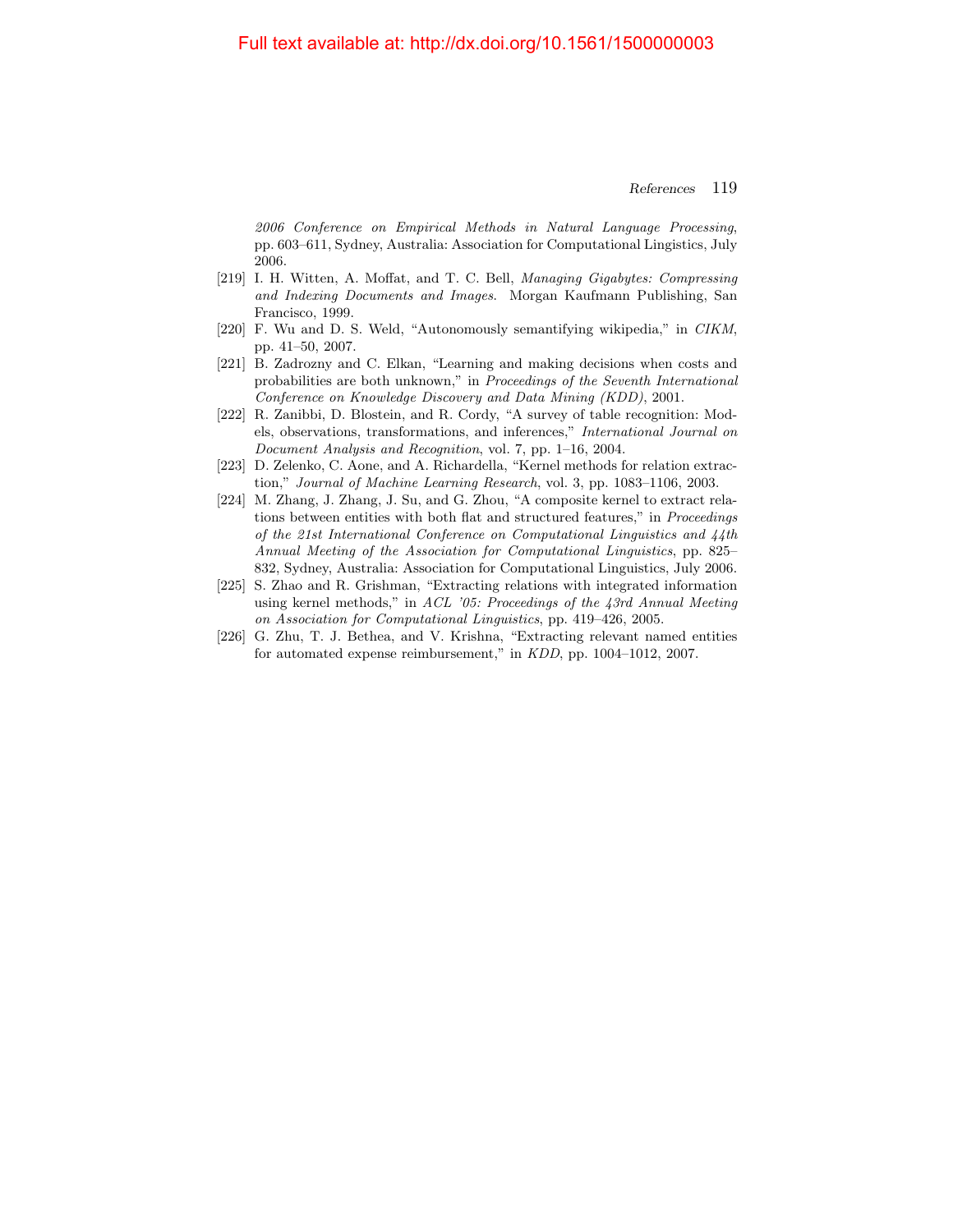*2006 Conference on Empirical Methods in Natural Language Processing*, pp. 603–611, Sydney, Australia: Association for Computational Lingistics, July 2006.

[219] I. H. Witten, A. Moffat, and T. C. Bell, *Managing Gigabytes: Compressing and Indexing Documents and Images*. Morgan Kaufmann Publishing, San Francisco, 1999.

[220] F. Wu and D. S. Weld, "Autonomously semantifying wikipedia," in *CIKM*, pp. 41–50, 2007.

[221] B. Zadrozny and C. Elkan, "Learning and making decisions when costs and probabilities are both unknown," in *Proceedings of the Seventh International Conference on Knowledge Discovery and Data Mining (KDD)*, 2001.

[222] R. Zanibbi, D. Blostein, and R. Cordy, "A survey of table recognition: Models, observations, transformations, and inferences," *International Journal on Document Analysis and Recognition*, vol. 7, pp. 1–16, 2004.

[223] D. Zelenko, C. Aone, and A. Richardella, "Kernel methods for relation extraction," *Journal of Machine Learning Research*, vol. 3, pp. 1083–1106, 2003.

[224] M. Zhang, J. Zhang, J. Su, and G. Zhou, "A composite kernel to extract relations between entities with both flat and structured features," in *Proceedings of the 21st International Conference on Computational Linguistics and 44th Annual Meeting of the Association for Computational Linguistics*, pp. 825–832, Sydney, Australia: Association for Computational Linguistics, July 2006.

[225] S. Zhao and R. Grishman, "Extracting relations with integrated information using kernel methods," in *ACL '05: Proceedings of the 43rd Annual Meeting on Association for Computational Linguistics*, pp. 419–426, 2005.

[226] G. Zhu, T. J. Bethea, and V. Krishna, "Extracting relevant named entities for automated expense reimbursement," in *KDD*, pp. 1004–1012, 2007.